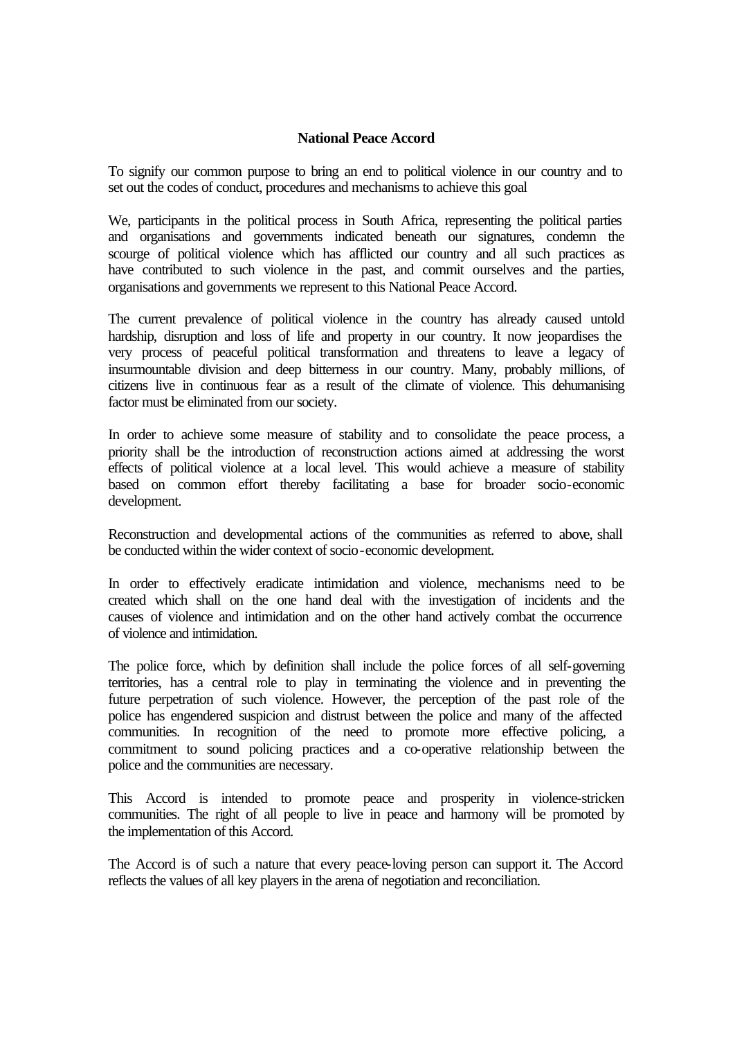# National Peace Accord

To signify our common purpose to bring an end to political violence in our country and to set out the codes of conduct, procedures and mechanisms to achieve this goal

We, participants in the political process in South Africa, representing the political parties and organisations and governments indicated beneath our signatures, condemn the scourge of political violence which has afflicted our country and all such practices as have contributed to such violence in the past, and commit ourselves and the parties, organisations and governments we represent to this National Peace Accord.

The current prevalence of political violence in the country has already caused untold hardship, disruption and loss of life and property in our country. It now jeopardises the very process of peaceful political transformation and threatens to leave a legacy of insurmountable division and deep bitterness in our country. Many, probably millions, of citizens live in continuous fear as a result of the climate of violence. This dehumanising factor must be eliminated from our society.

In order to achieve some measure of stability and to consolidate the peace process, a priority shall be the introduction of reconstruction actions aimed at addressing the worst effects of political violence at a local level. This would achieve a measure of stability based on common effort thereby facilitating a base for broader socio-economic development.

Reconstruction and developmental actions of the communities as referred to above, shall be conducted within the wider context of socio-economic development.

In order to effectively eradicate intimidation and violence, mechanisms need to be created which shall on the one hand deal with the investigation of incidents and the causes of violence and intimidation and on the other hand actively combat the occurrence of violence and intimidation.

The police force, which by definition shall include the police forces of all self-governing territories, has a central role to play in terminating the violence and in preventing the future perpetration of such violence. However, the perception of the past role of the police has engendered suspicion and distrust between the police and many of the affected communities. In recognition of the need to promote more effective policing, a commitment to sound policing practices and a co-operative relationship between the police and the communities are necessary.

This Accord is intended to promote peace and prosperity in violence-stricken communities. The right of all people to live in peace and harmony will be promoted by the implementation of this Accord.

The Accord is of such a nature that every peace-loving person can support it. The Accord reflects the values of all key players in the arena of negotiation and reconciliation.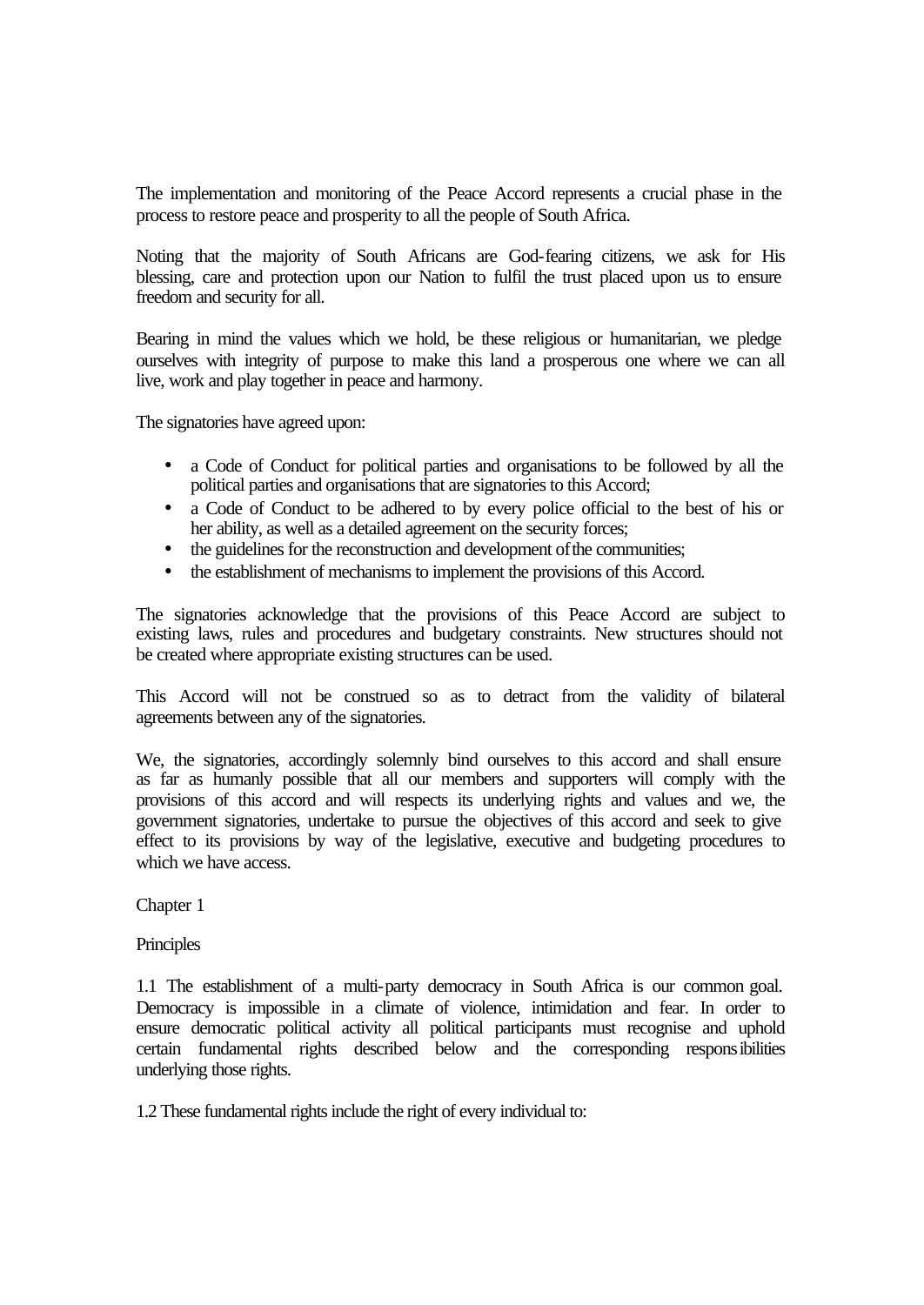The implementation and monitoring of the Peace Accord represents a crucial phase in the process to restore peace and prosperity to all the people of South Africa.

Noting that the majority of South Africans are God-fearing citizens, we ask for His blessing, care and protection upon our Nation to fulfil the trust placed upon us to ensure freedom and security for all.

Bearing in mind the values which we hold, be these religious or humanitarian, we pledge ourselves with integrity of purpose to make this land a prosperous one where we can all live, work and play together in peace and harmony.

The signatories have agreed upon:

- a Code of Conduct for political parties and organisations to be followed by all the political parties and organisations that are signatories to this Accord;
- a Code of Conduct to be adhered to by every police official to the best of his or her ability, as well as a detailed agreement on the security forces;
- the guidelines for the reconstruction and development of the communities;
- the establishment of mechanisms to implement the provisions of this Accord.

The signatories acknowledge that the provisions of this Peace Accord are subject to existing laws, rules and procedures and budgetary constraints. New structures should not be created where appropriate existing structures can be used.

This Accord will not be construed so as to detract from the validity of bilateral agreements between any of the signatories.

We, the signatories, accordingly solemnly bind ourselves to this accord and shall ensure as far as humanly possible that all our members and supporters will comply with the provisions of this accord and will respects its underlying rights and values and we, the government signatories, undertake to pursue the objectives of this accord and seek to give effect to its provisions by way of the legislative, executive and budgeting procedures to which we have access.

## Chapter 1

## Principles

1.1 The establishment of a multi-party democracy in South Africa is our common goal. Democracy is impossible in a climate of violence, intimidation and fear. In order to ensure democratic political activity all political participants must recognise and uphold certain fundamental rights described below and the corresponding responsibilities underlying those rights.

1.2 These fundamental rights include the right of every individual to: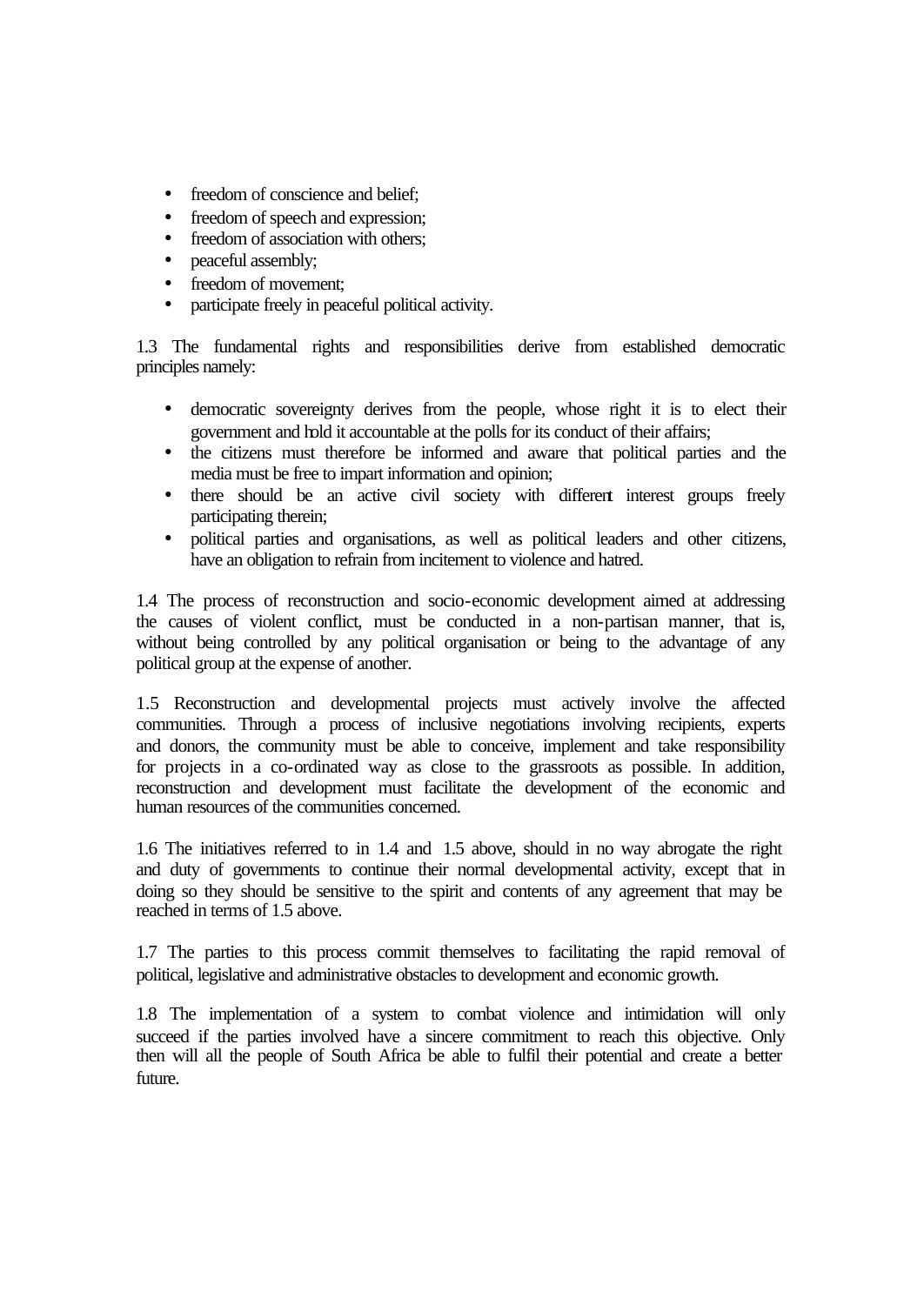- freedom of conscience and belief;
- freedom of speech and expression;
- freedom of association with others;
- peaceful assembly;
- freedom of movement;
- participate freely in peaceful political activity.

1.3 The fundamental rights and responsibilities derive from established democratic principles namely:

- democratic sovereignty derives from the people, whose right it is to elect their government and hold it accountable at the polls for its conduct of their affairs;
- the citizens must therefore be informed and aware that political parties and the media must be free to impart information and opinion;
- there should be an active civil society with different interest groups freely participating therein;
- political parties and organisations, as well as political leaders and other citizens, have an obligation to refrain from incitement to violence and hatred.

1.4 The process of reconstruction and socio-economic development aimed at addressing the causes of violent conflict, must be conducted in a non-partisan manner, that is, without being controlled by any political organisation or being to the advantage of any political group at the expense of another.

1.5 Reconstruction and developmental projects must actively involve the affected communities. Through a process of inclusive negotiations involving recipients, experts and donors, the community must be able to conceive, implement and take responsibility for projects in a co-ordinated way as close to the grassroots as possible. In addition, reconstruction and development must facilitate the development of the economic and human resources of the communities concerned.

1.6 The initiatives referred to in 1.4 and 1.5 above, should in no way abrogate the right and duty of governments to continue their normal developmental activity, except that in doing so they should be sensitive to the spirit and contents of any agreement that may be reached in terms of 1.5 above.

1.7 The parties to this process commit themselves to facilitating the rapid removal of political, legislative and administrative obstacles to development and economic growth.

1.8 The implementation of a system to combat violence and intimidation will only succeed if the parties involved have a sincere commitment to reach this objective. Only then will all the people of South Africa be able to fulfil their potential and create a better future.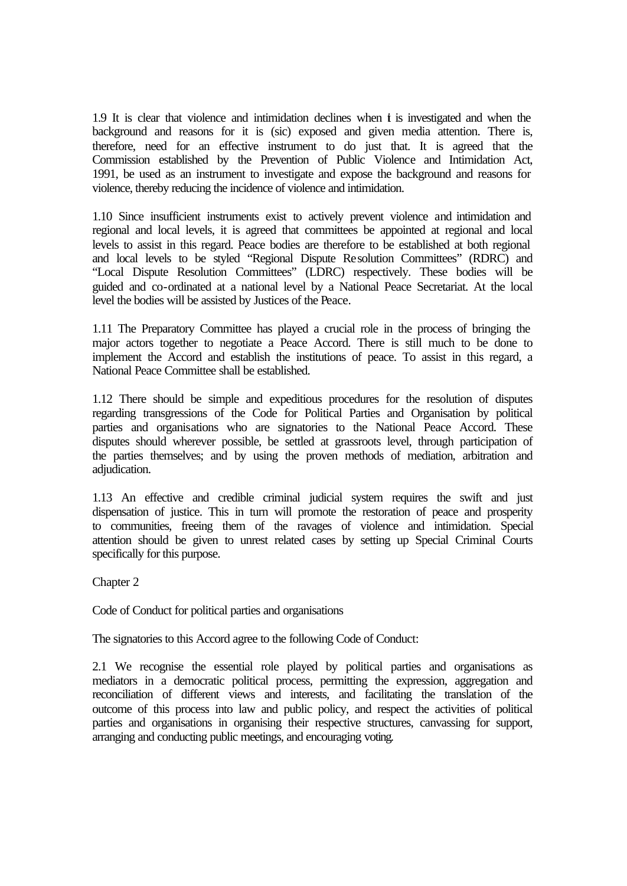1.9 It is clear that violence and intimidation declines when it is investigated and when the background and reasons for it is (sic) exposed and given media attention. There is, therefore, need for an effective instrument to do just that. It is agreed that the Commission established by the Prevention of Public Violence and Intimidation Act, 1991, be used as an instrument to investigate and expose the background and reasons for violence, thereby reducing the incidence of violence and intimidation.

1.10 Since insufficient instruments exist to actively prevent violence and intimidation and regional and local levels, it is agreed that committees be appointed at regional and local levels to assist in this regard. Peace bodies are therefore to be established at both regional and local levels to be styled "Regional Dispute Resolution Committees" (RDRC) and "Local Dispute Resolution Committees" (LDRC) respectively. These bodies will be guided and co-ordinated at a national level by a National Peace Secretariat. At the local level the bodies will be assisted by Justices of the Peace.

1.11 The Preparatory Committee has played a crucial role in the process of bringing the major actors together to negotiate a Peace Accord. There is still much to be done to implement the Accord and establish the institutions of peace. To assist in this regard, a National Peace Committee shall be established.

1.12 There should be simple and expeditious procedures for the resolution of disputes regarding transgressions of the Code for Political Parties and Organisation by political parties and organisations who are signatories to the National Peace Accord. These disputes should wherever possible, be settled at grassroots level, through participation of the parties themselves; and by using the proven methods of mediation, arbitration and adjudication.

1.13 An effective and credible criminal judicial system requires the swift and just dispensation of justice. This in turn will promote the restoration of peace and prosperity to communities, freeing them of the ravages of violence and intimidation. Special attention should be given to unrest related cases by setting up Special Criminal Courts specifically for this purpose.

## Chapter 2

### Code of Conduct for political parties and organisations

The signatories to this Accord agree to the following Code of Conduct:

2.1 We recognise the essential role played by political parties and organisations as mediators in a democratic political process, permitting the expression, aggregation and reconciliation of different views and interests, and facilitating the translation of the outcome of this process into law and public policy, and respect the activities of political parties and organisations in organising their respective structures, canvassing for support, arranging and conducting public meetings, and encouraging voting.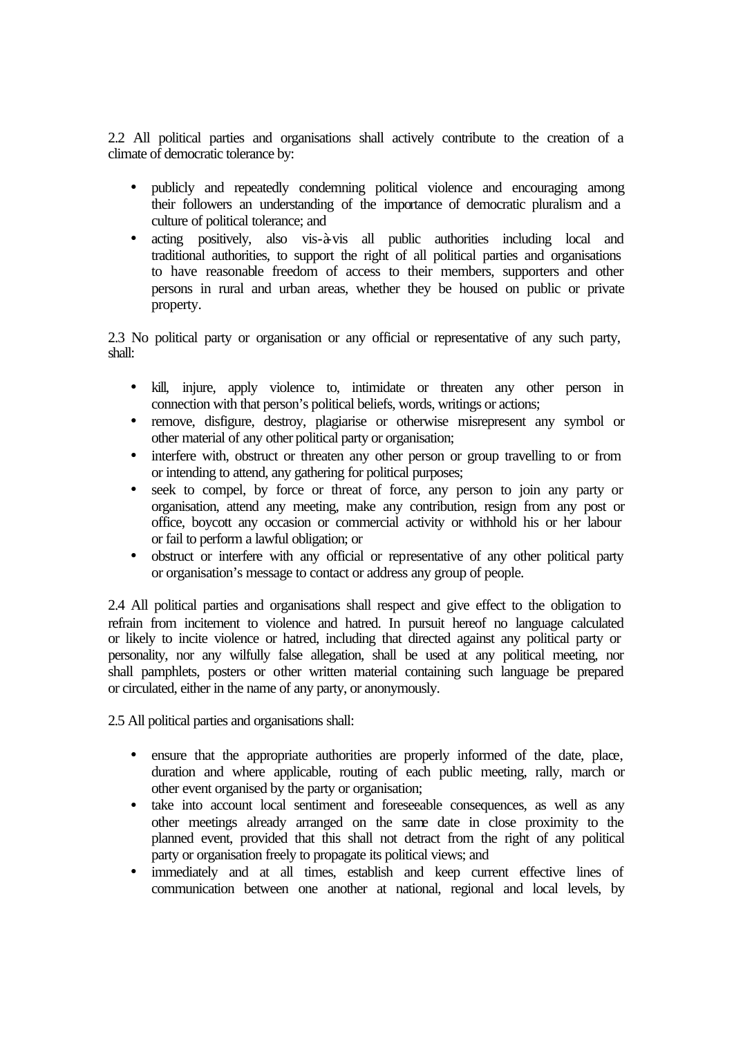2.2 All political parties and organisations shall actively contribute to the creation of a climate of democratic tolerance by:

- publicly and repeatedly condemning political violence and encouraging among their followers an understanding of the importance of democratic pluralism and a culture of political tolerance; and
- acting positively, also vis-à-vis all public authorities including local and traditional authorities, to support the right of all political parties and organisations to have reasonable freedom of access to their members, supporters and other persons in rural and urban areas, whether they be housed on public or private property.

2.3 No political party or organisation or any official or representative of any such party, shall:

- kill, injure, apply violence to, intimidate or threaten any other person in connection with that person's political beliefs, words, writings or actions;
- remove, disfigure, destroy, plagiarise or otherwise misrepresent any symbol or other material of any other political party or organisation;
- interfere with, obstruct or threaten any other person or group travelling to or from or intending to attend, any gathering for political purposes;
- seek to compel, by force or threat of force, any person to join any party or organisation, attend any meeting, make any contribution, resign from any post or office, boycott any occasion or commercial activity or withhold his or her labour or fail to perform a lawful obligation; or
- obstruct or interfere with any official or representative of any other political party or organisation's message to contact or address any group of people.

2.4 All political parties and organisations shall respect and give effect to the obligation to refrain from incitement to violence and hatred. In pursuit hereof no language calculated or likely to incite violence or hatred, including that directed against any political party or personality, nor any wilfully false allegation, shall be used at any political meeting, nor shall pamphlets, posters or other written material containing such language be prepared or circulated, either in the name of any party, or anonymously.

2.5 All political parties and organisations shall:

- ensure that the appropriate authorities are properly informed of the date, place, duration and where applicable, routing of each public meeting, rally, march or other event organised by the party or organisation;
- take into account local sentiment and foreseeable consequences, as well as any other meetings already arranged on the same date in close proximity to the planned event, provided that this shall not detract from the right of any political party or organisation freely to propagate its political views; and
- immediately and at all times, establish and keep current effective lines of communication between one another at national, regional and local levels, by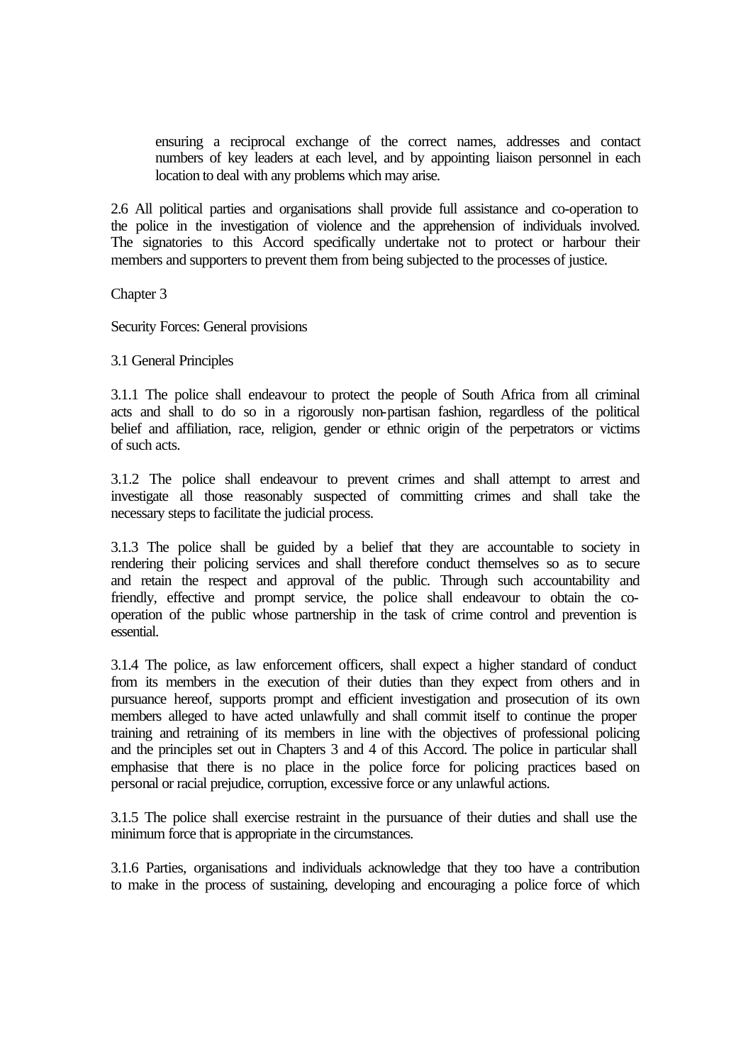ensuring a reciprocal exchange of the correct names, addresses and contact numbers of key leaders at each level, and by appointing liaison personnel in each location to deal with any problems which may arise.

2.6 All political parties and organisations shall provide full assistance and co-operation to the police in the investigation of violence and the apprehension of individuals involved. The signatories to this Accord specifically undertake not to protect or harbour their members and supporters to prevent them from being subjected to the processes of justice.

## Chapter 3

## Security Forces: General provisions

### 3.1 General Principles

3.1.1 The police shall endeavour to protect the people of South Africa from all criminal acts and shall to do so in a rigorously non-partisan fashion, regardless of the political belief and affiliation, race, religion, gender or ethnic origin of the perpetrators or victims of such acts.

3.1.2 The police shall endeavour to prevent crimes and shall attempt to arrest and investigate all those reasonably suspected of committing crimes and shall take the necessary steps to facilitate the judicial process.

3.1.3 The police shall be guided by a belief that they are accountable to society in rendering their policing services and shall therefore conduct themselves so as to secure and retain the respect and approval of the public. Through such accountability and friendly, effective and prompt service, the police shall endeavour to obtain the co-operation of the public whose partnership in the task of crime control and prevention is essential.

3.1.4 The police, as law enforcement officers, shall expect a higher standard of conduct from its members in the execution of their duties than they expect from others and in pursuance hereof, supports prompt and efficient investigation and prosecution of its own members alleged to have acted unlawfully and shall commit itself to continue the proper training and retraining of its members in line with the objectives of professional policing and the principles set out in Chapters 3 and 4 of this Accord. The police in particular shall emphasise that there is no place in the police force for policing practices based on personal or racial prejudice, corruption, excessive force or any unlawful actions.

3.1.5 The police shall exercise restraint in the pursuance of their duties and shall use the minimum force that is appropriate in the circumstances.

3.1.6 Parties, organisations and individuals acknowledge that they too have a contribution to make in the process of sustaining, developing and encouraging a police force of which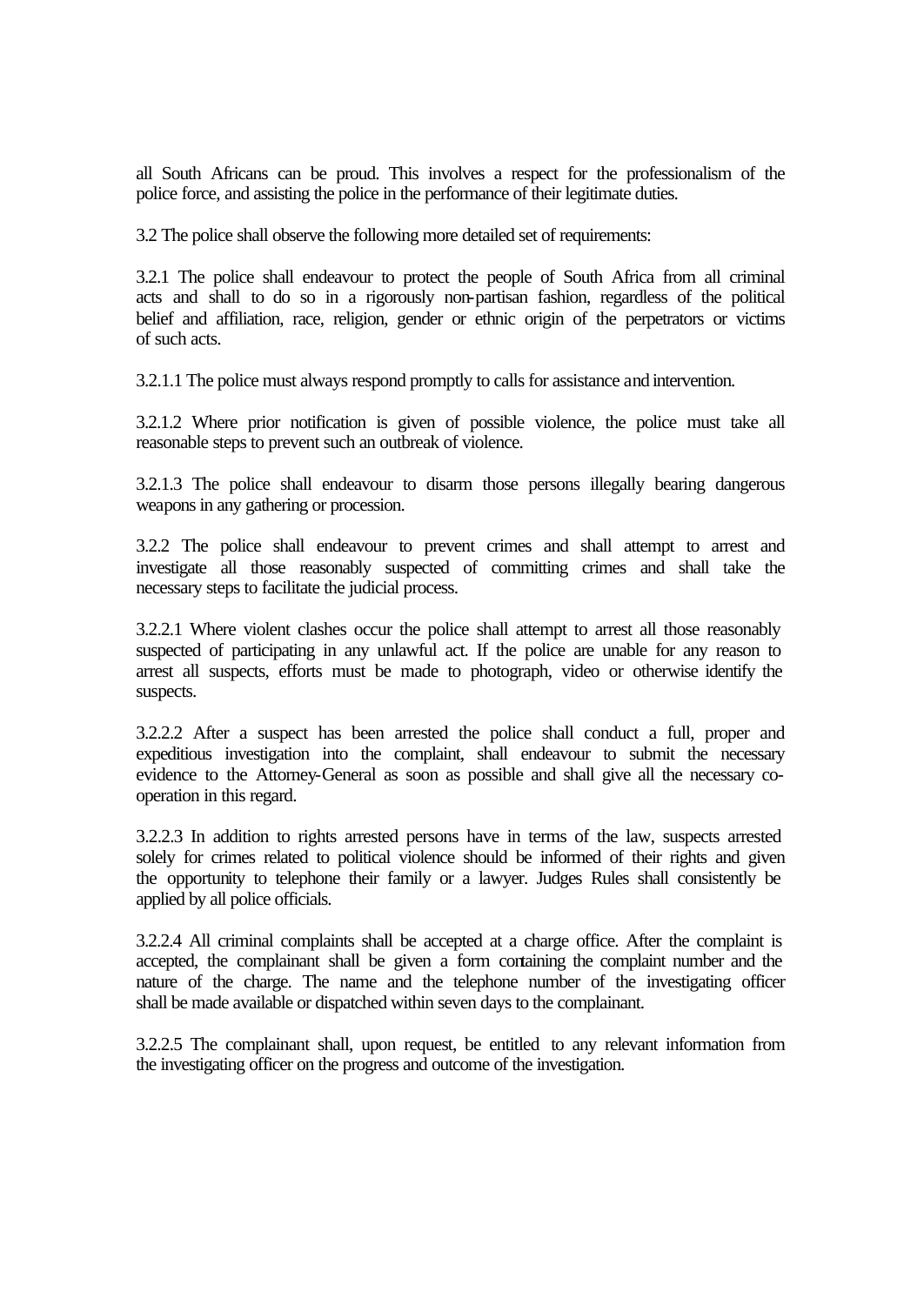all South Africans can be proud. This involves a respect for the professionalism of the police force, and assisting the police in the performance of their legitimate duties.

3.2 The police shall observe the following more detailed set of requirements:

3.2.1 The police shall endeavour to protect the people of South Africa from all criminal acts and shall to do so in a rigorously non-partisan fashion, regardless of the political belief and affiliation, race, religion, gender or ethnic origin of the perpetrators or victims of such acts.

3.2.1.1 The police must always respond promptly to calls for assistance and intervention.

3.2.1.2 Where prior notification is given of possible violence, the police must take all reasonable steps to prevent such an outbreak of violence.

3.2.1.3 The police shall endeavour to disarm those persons illegally bearing dangerous weapons in any gathering or procession.

3.2.2 The police shall endeavour to prevent crimes and shall attempt to arrest and investigate all those reasonably suspected of committing crimes and shall take the necessary steps to facilitate the judicial process.

3.2.2.1 Where violent clashes occur the police shall attempt to arrest all those reasonably suspected of participating in any unlawful act. If the police are unable for any reason to arrest all suspects, efforts must be made to photograph, video or otherwise identify the suspects.

3.2.2.2 After a suspect has been arrested the police shall conduct a full, proper and expeditious investigation into the complaint, shall endeavour to submit the necessary evidence to the Attorney-General as soon as possible and shall give all the necessary co-operation in this regard.

3.2.2.3 In addition to rights arrested persons have in terms of the law, suspects arrested solely for crimes related to political violence should be informed of their rights and given the opportunity to telephone their family or a lawyer. Judges Rules shall consistently be applied by all police officials.

3.2.2.4 All criminal complaints shall be accepted at a charge office. After the complaint is accepted, the complainant shall be given a form containing the complaint number and the nature of the charge. The name and the telephone number of the investigating officer shall be made available or dispatched within seven days to the complainant.

3.2.2.5 The complainant shall, upon request, be entitled to any relevant information from the investigating officer on the progress and outcome of the investigation.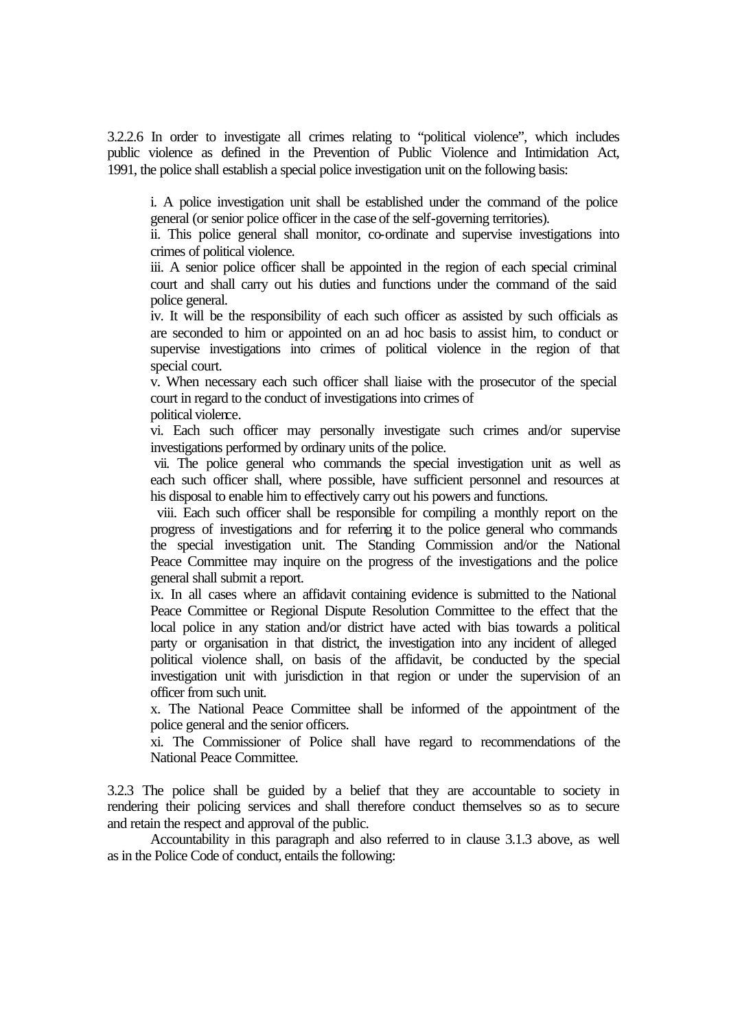3.2.2.6 In order to investigate all crimes relating to "political violence", which includes public violence as defined in the Prevention of Public Violence and Intimidation Act, 1991, the police shall establish a special police investigation unit on the following basis:

i. A police investigation unit shall be established under the command of the police general (or senior police officer in the case of the self-governing territories).

ii. This police general shall monitor, co-ordinate and supervise investigations into crimes of political violence.

iii. A senior police officer shall be appointed in the region of each special criminal court and shall carry out his duties and functions under the command of the said police general.

iv. It will be the responsibility of each such officer as assisted by such officials as are seconded to him or appointed on an ad hoc basis to assist him, to conduct or supervise investigations into crimes of political violence in the region of that special court.

v. When necessary each such officer shall liaise with the prosecutor of the special court in regard to the conduct of investigations into crimes of political violence.

vi. Each such officer may personally investigate such crimes and/or supervise investigations performed by ordinary units of the police.

vii. The police general who commands the special investigation unit as well as each such officer shall, where possible, have sufficient personnel and resources at his disposal to enable him to effectively carry out his powers and functions.

viii. Each such officer shall be responsible for compiling a monthly report on the progress of investigations and for referring it to the police general who commands the special investigation unit. The Standing Commission and/or the National Peace Committee may inquire on the progress of the investigations and the police general shall submit a report.

ix. In all cases where an affidavit containing evidence is submitted to the National Peace Committee or Regional Dispute Resolution Committee to the effect that the local police in any station and/or district have acted with bias towards a political party or organisation in that district, the investigation into any incident of alleged political violence shall, on basis of the affidavit, be conducted by the special investigation unit with jurisdiction in that region or under the supervision of an officer from such unit.

x. The National Peace Committee shall be informed of the appointment of the police general and the senior officers.

xi. The Commissioner of Police shall have regard to recommendations of the National Peace Committee.

3.2.3 The police shall be guided by a belief that they are accountable to society in rendering their policing services and shall therefore conduct themselves so as to secure and retain the respect and approval of the public.

Accountability in this paragraph and also referred to in clause 3.1.3 above, as well as in the Police Code of conduct, entails the following: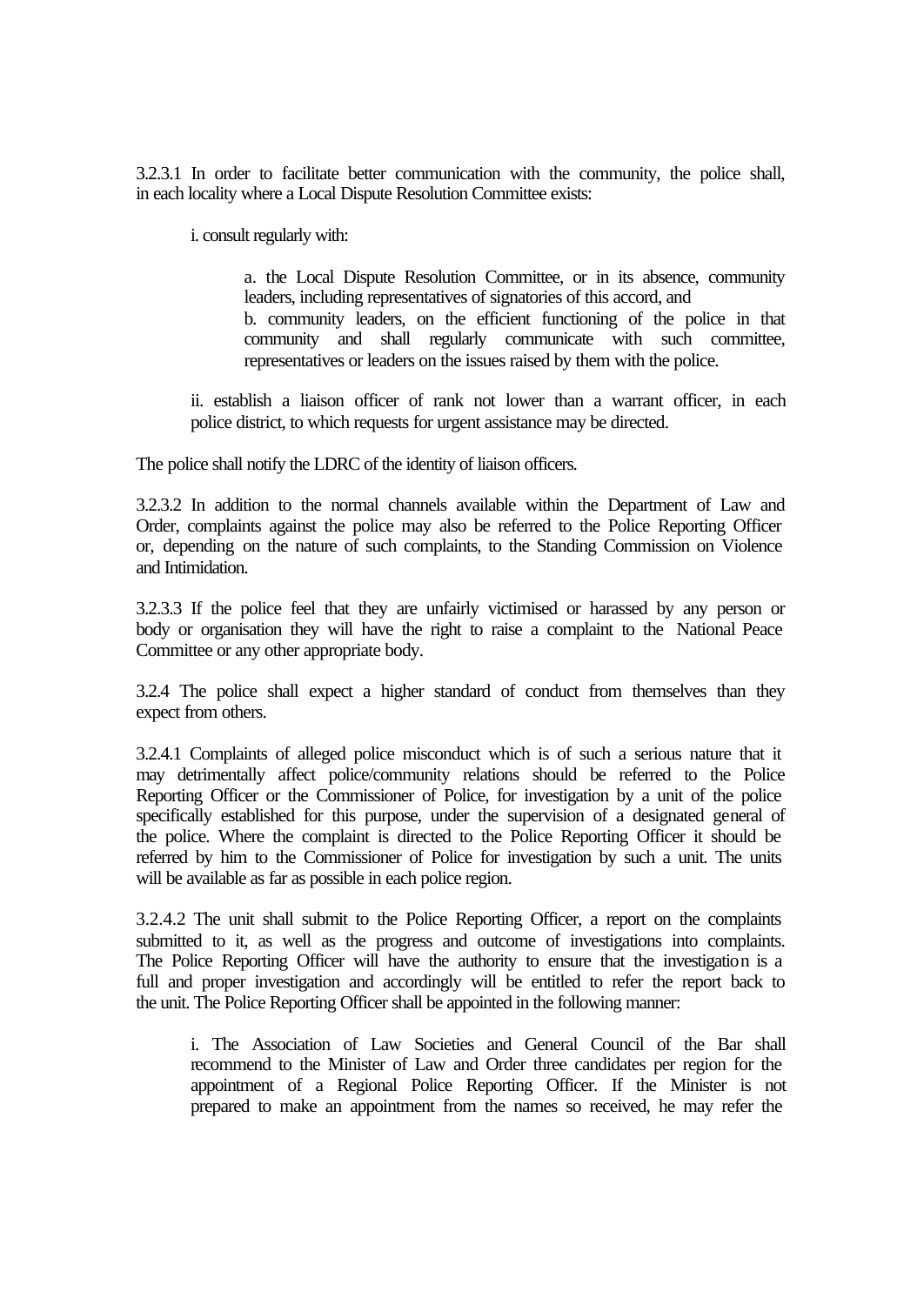3.2.3.1 In order to facilitate better communication with the community, the police shall, in each locality where a Local Dispute Resolution Committee exists:

i. consult regularly with:

a. the Local Dispute Resolution Committee, or in its absence, community leaders, including representatives of signatories of this accord, and
b. community leaders, on the efficient functioning of the police in that community and shall regularly communicate with such committee, representatives or leaders on the issues raised by them with the police.

ii. establish a liaison officer of rank not lower than a warrant officer, in each police district, to which requests for urgent assistance may be directed.

The police shall notify the LDRC of the identity of liaison officers.

3.2.3.2 In addition to the normal channels available within the Department of Law and Order, complaints against the police may also be referred to the Police Reporting Officer or, depending on the nature of such complaints, to the Standing Commission on Violence and Intimidation.

3.2.3.3 If the police feel that they are unfairly victimised or harassed by any person or body or organisation they will have the right to raise a complaint to the National Peace Committee or any other appropriate body.

3.2.4 The police shall expect a higher standard of conduct from themselves than they expect from others.

3.2.4.1 Complaints of alleged police misconduct which is of such a serious nature that it may detrimentally affect police/community relations should be referred to the Police Reporting Officer or the Commissioner of Police, for investigation by a unit of the police specifically established for this purpose, under the supervision of a designated general of the police. Where the complaint is directed to the Police Reporting Officer it should be referred by him to the Commissioner of Police for investigation by such a unit. The units will be available as far as possible in each police region.

3.2.4.2 The unit shall submit to the Police Reporting Officer, a report on the complaints submitted to it, as well as the progress and outcome of investigations into complaints. The Police Reporting Officer will have the authority to ensure that the investigation is a full and proper investigation and accordingly will be entitled to refer the report back to the unit. The Police Reporting Officer shall be appointed in the following manner:

i. The Association of Law Societies and General Council of the Bar shall recommend to the Minister of Law and Order three candidates per region for the appointment of a Regional Police Reporting Officer. If the Minister is not prepared to make an appointment from the names so received, he may refer the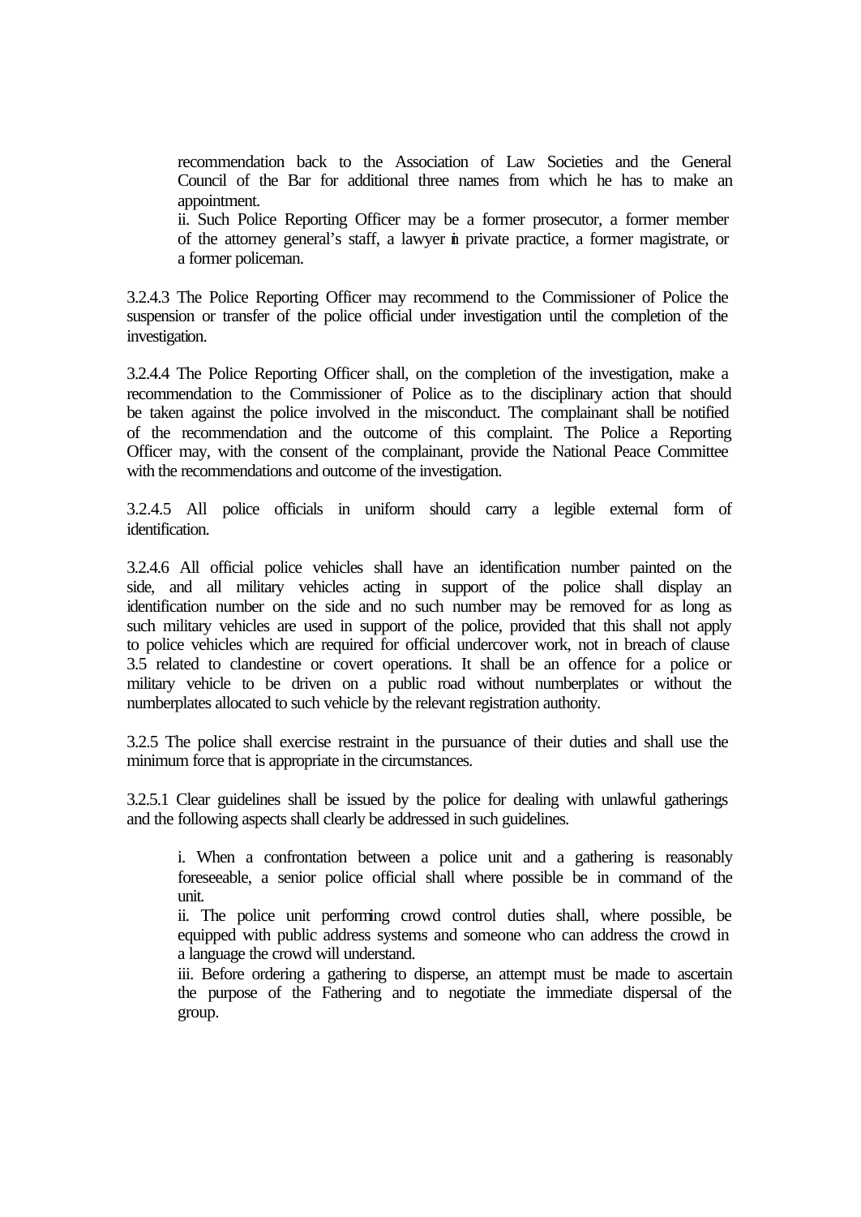recommendation back to the Association of Law Societies and the General Council of the Bar for additional three names from which he has to make an appointment.

ii. Such Police Reporting Officer may be a former prosecutor, a former member of the attorney general's staff, a lawyer in private practice, a former magistrate, or a former policeman.

3.2.4.3 The Police Reporting Officer may recommend to the Commissioner of Police the suspension or transfer of the police official under investigation until the completion of the investigation.

3.2.4.4 The Police Reporting Officer shall, on the completion of the investigation, make a recommendation to the Commissioner of Police as to the disciplinary action that should be taken against the police involved in the misconduct. The complainant shall be notified of the recommendation and the outcome of this complaint. The Police a Reporting Officer may, with the consent of the complainant, provide the National Peace Committee with the recommendations and outcome of the investigation.

3.2.4.5 All police officials in uniform should carry a legible external form of identification.

3.2.4.6 All official police vehicles shall have an identification number painted on the side, and all military vehicles acting in support of the police shall display an identification number on the side and no such number may be removed for as long as such military vehicles are used in support of the police, provided that this shall not apply to police vehicles which are required for official undercover work, not in breach of clause 3.5 related to clandestine or covert operations. It shall be an offence for a police or military vehicle to be driven on a public road without numberplates or without the numberplates allocated to such vehicle by the relevant registration authority.

3.2.5 The police shall exercise restraint in the pursuance of their duties and shall use the minimum force that is appropriate in the circumstances.

3.2.5.1 Clear guidelines shall be issued by the police for dealing with unlawful gatherings and the following aspects shall clearly be addressed in such guidelines.

i. When a confrontation between a police unit and a gathering is reasonably foreseeable, a senior police official shall where possible be in command of the unit.

ii. The police unit performing crowd control duties shall, where possible, be equipped with public address systems and someone who can address the crowd in a language the crowd will understand.

iii. Before ordering a gathering to disperse, an attempt must be made to ascertain the purpose of the Fathering and to negotiate the immediate dispersal of the group.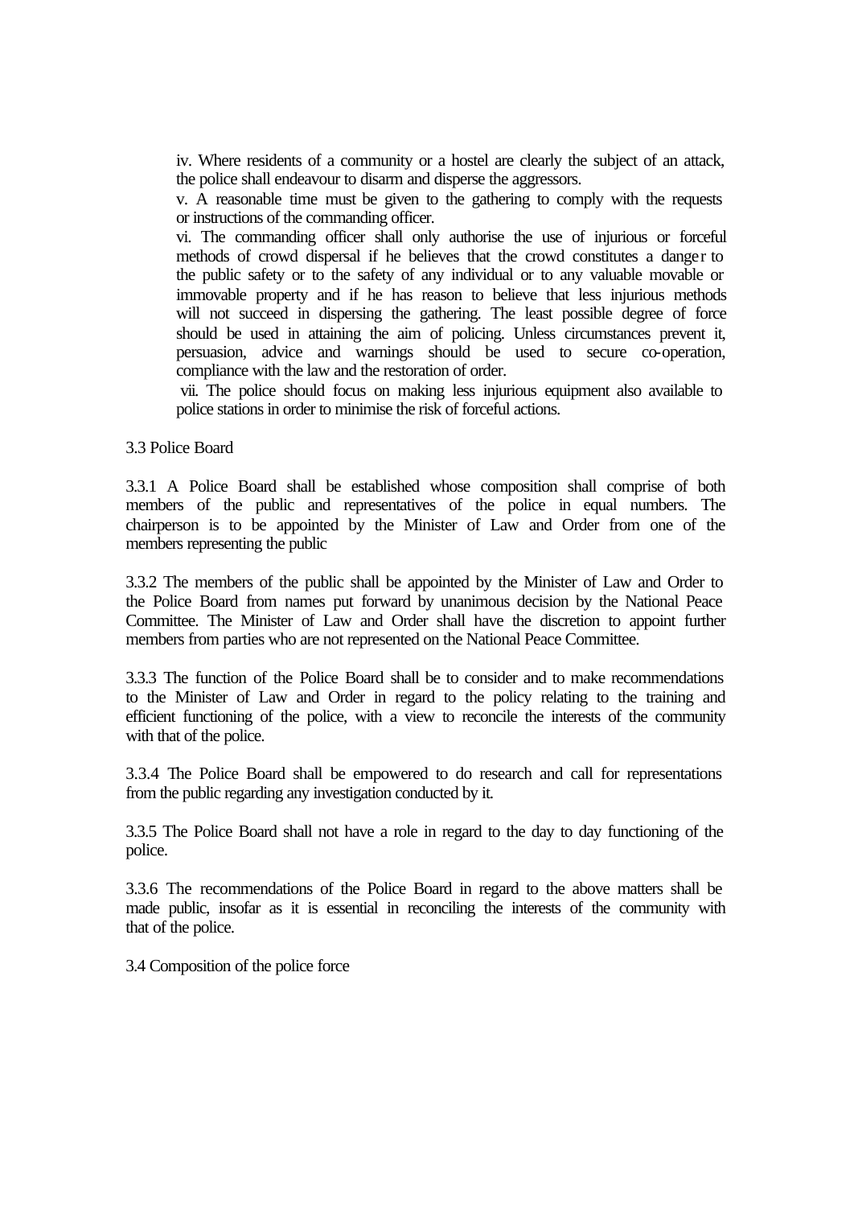iv. Where residents of a community or a hostel are clearly the subject of an attack, the police shall endeavour to disarm and disperse the aggressors.

v. A reasonable time must be given to the gathering to comply with the requests or instructions of the commanding officer.

vi. The commanding officer shall only authorise the use of injurious or forceful methods of crowd dispersal if he believes that the crowd constitutes a danger to the public safety or to the safety of any individual or to any valuable movable or immovable property and if he has reason to believe that less injurious methods will not succeed in dispersing the gathering. The least possible degree of force should be used in attaining the aim of policing. Unless circumstances prevent it, persuasion, advice and warnings should be used to secure co-operation, compliance with the law and the restoration of order.

vii. The police should focus on making less injurious equipment also available to police stations in order to minimise the risk of forceful actions.

3.3 Police Board

3.3.1 A Police Board shall be established whose composition shall comprise of both members of the public and representatives of the police in equal numbers. The chairperson is to be appointed by the Minister of Law and Order from one of the members representing the public

3.3.2 The members of the public shall be appointed by the Minister of Law and Order to the Police Board from names put forward by unanimous decision by the National Peace Committee. The Minister of Law and Order shall have the discretion to appoint further members from parties who are not represented on the National Peace Committee.

3.3.3 The function of the Police Board shall be to consider and to make recommendations to the Minister of Law and Order in regard to the policy relating to the training and efficient functioning of the police, with a view to reconcile the interests of the community with that of the police.

3.3.4 The Police Board shall be empowered to do research and call for representations from the public regarding any investigation conducted by it.

3.3.5 The Police Board shall not have a role in regard to the day to day functioning of the police.

3.3.6 The recommendations of the Police Board in regard to the above matters shall be made public, insofar as it is essential in reconciling the interests of the community with that of the police.

3.4 Composition of the police force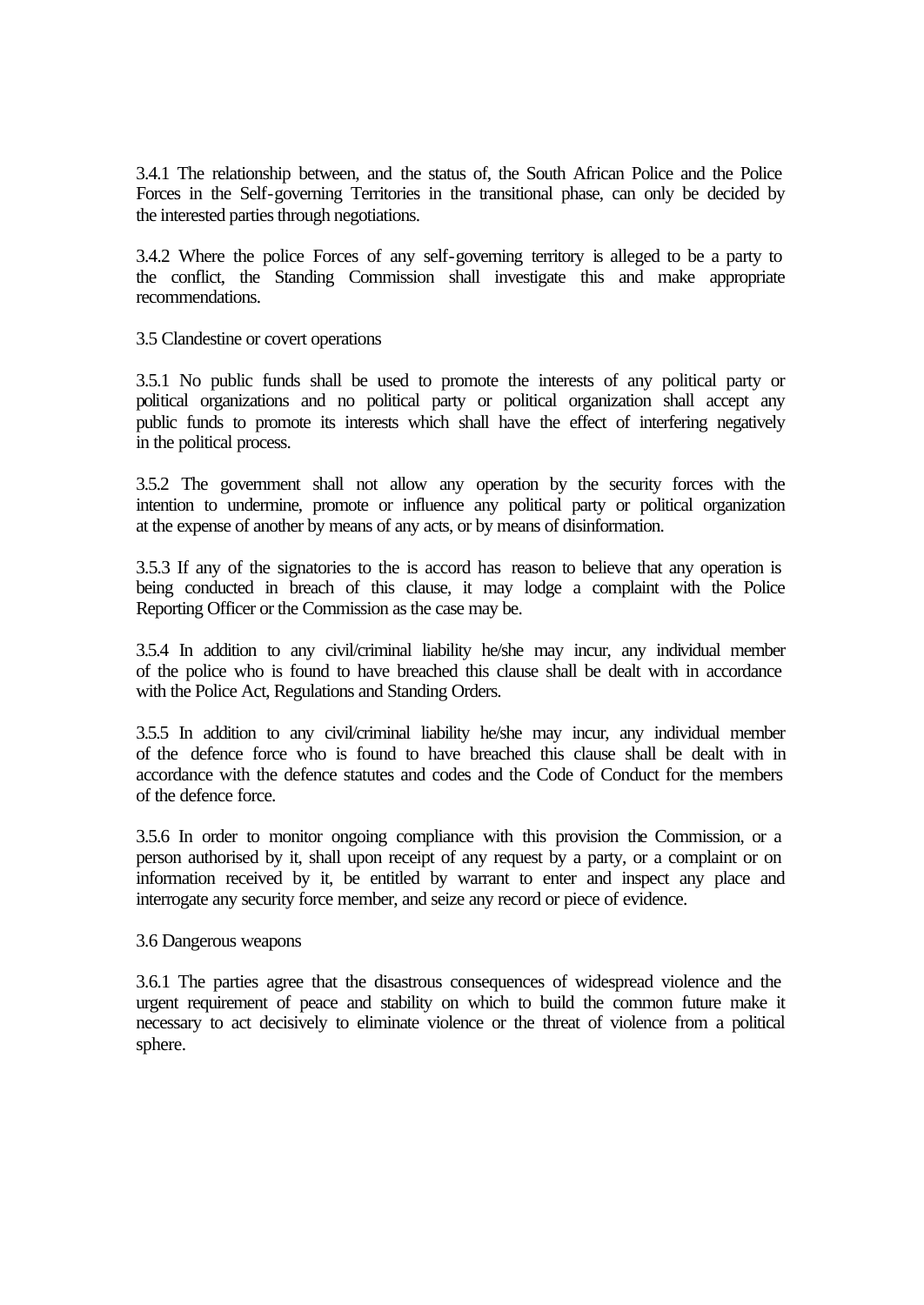3.4.1 The relationship between, and the status of, the South African Police and the Police Forces in the Self-governing Territories in the transitional phase, can only be decided by the interested parties through negotiations.

3.4.2 Where the police Forces of any self-governing territory is alleged to be a party to the conflict, the Standing Commission shall investigate this and make appropriate recommendations.

3.5 Clandestine or covert operations

3.5.1 No public funds shall be used to promote the interests of any political party or political organizations and no political party or political organization shall accept any public funds to promote its interests which shall have the effect of interfering negatively in the political process.

3.5.2 The government shall not allow any operation by the security forces with the intention to undermine, promote or influence any political party or political organization at the expense of another by means of any acts, or by means of disinformation.

3.5.3 If any of the signatories to the is accord has reason to believe that any operation is being conducted in breach of this clause, it may lodge a complaint with the Police Reporting Officer or the Commission as the case may be.

3.5.4 In addition to any civil/criminal liability he/she may incur, any individual member of the police who is found to have breached this clause shall be dealt with in accordance with the Police Act, Regulations and Standing Orders.

3.5.5 In addition to any civil/criminal liability he/she may incur, any individual member of the defence force who is found to have breached this clause shall be dealt with in accordance with the defence statutes and codes and the Code of Conduct for the members of the defence force.

3.5.6 In order to monitor ongoing compliance with this provision the Commission, or a person authorised by it, shall upon receipt of any request by a party, or a complaint or on information received by it, be entitled by warrant to enter and inspect any place and interrogate any security force member, and seize any record or piece of evidence.

3.6 Dangerous weapons

3.6.1 The parties agree that the disastrous consequences of widespread violence and the urgent requirement of peace and stability on which to build the common future make it necessary to act decisively to eliminate violence or the threat of violence from a political sphere.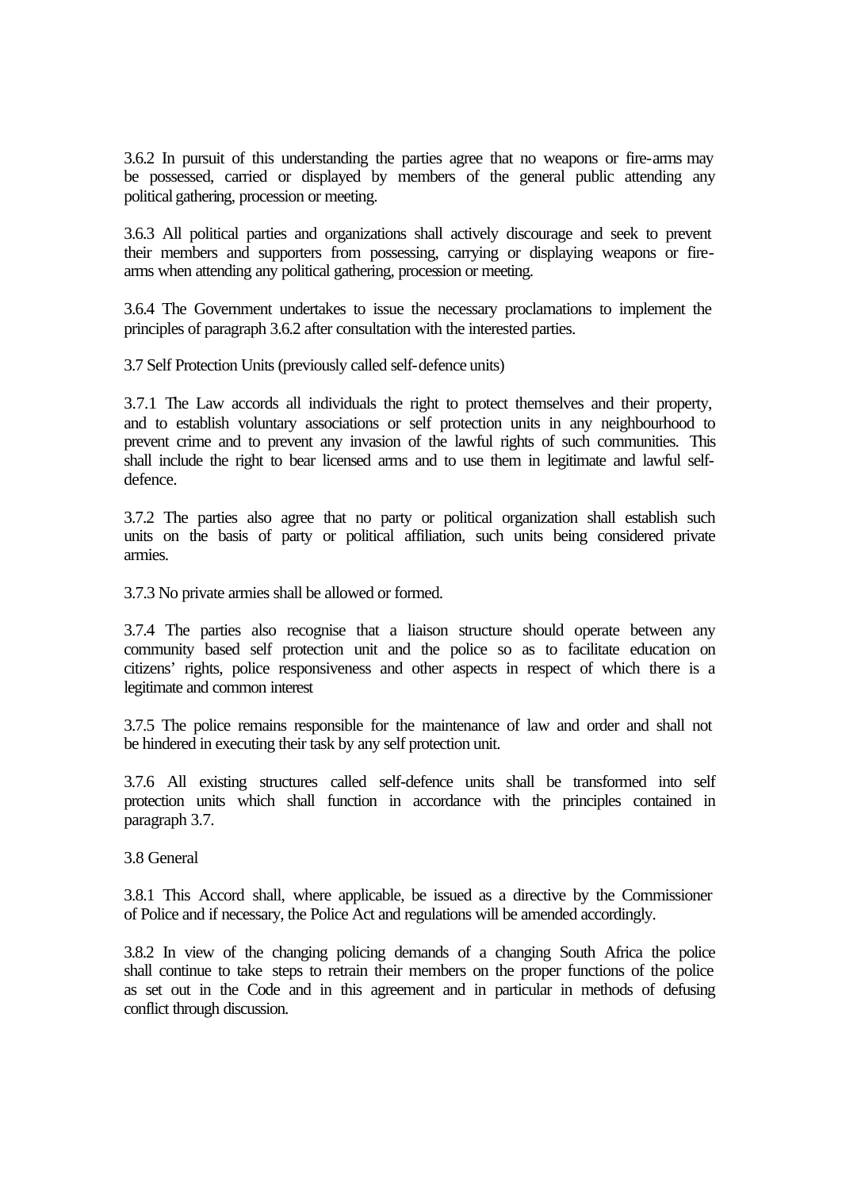3.6.2 In pursuit of this understanding the parties agree that no weapons or fire-arms may be possessed, carried or displayed by members of the general public attending any political gathering, procession or meeting.

3.6.3 All political parties and organizations shall actively discourage and seek to prevent their members and supporters from possessing, carrying or displaying weapons or fire-arms when attending any political gathering, procession or meeting.

3.6.4 The Government undertakes to issue the necessary proclamations to implement the principles of paragraph 3.6.2 after consultation with the interested parties.

3.7 Self Protection Units (previously called self-defence units)

3.7.1 The Law accords all individuals the right to protect themselves and their property, and to establish voluntary associations or self protection units in any neighbourhood to prevent crime and to prevent any invasion of the lawful rights of such communities. This shall include the right to bear licensed arms and to use them in legitimate and lawful self-defence.

3.7.2 The parties also agree that no party or political organization shall establish such units on the basis of party or political affiliation, such units being considered private armies.

3.7.3 No private armies shall be allowed or formed.

3.7.4 The parties also recognise that a liaison structure should operate between any community based self protection unit and the police so as to facilitate education on citizens' rights, police responsiveness and other aspects in respect of which there is a legitimate and common interest

3.7.5 The police remains responsible for the maintenance of law and order and shall not be hindered in executing their task by any self protection unit.

3.7.6 All existing structures called self-defence units shall be transformed into self protection units which shall function in accordance with the principles contained in paragraph 3.7.

3.8 General

3.8.1 This Accord shall, where applicable, be issued as a directive by the Commissioner of Police and if necessary, the Police Act and regulations will be amended accordingly.

3.8.2 In view of the changing policing demands of a changing South Africa the police shall continue to take steps to retrain their members on the proper functions of the police as set out in the Code and in this agreement and in particular in methods of defusing conflict through discussion.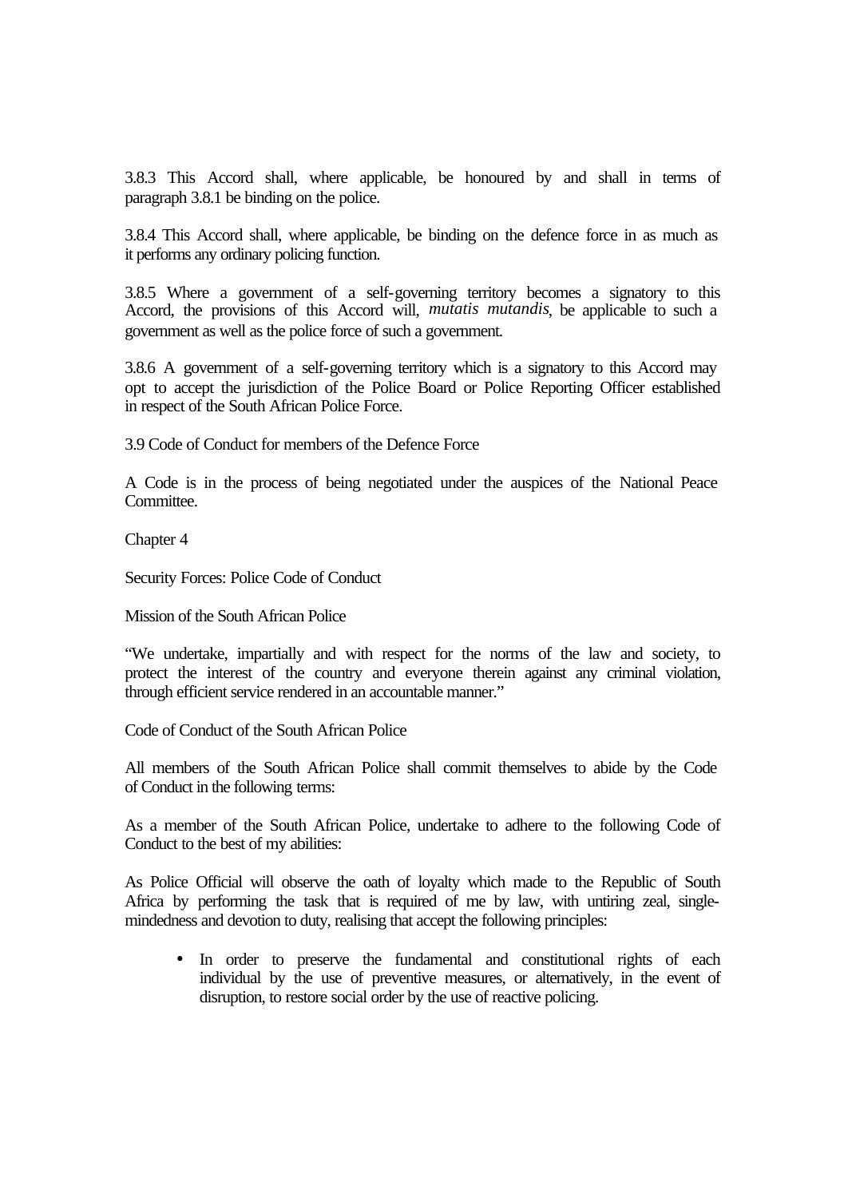3.8.3 This Accord shall, where applicable, be honoured by and shall in terms of paragraph 3.8.1 be binding on the police.

3.8.4 This Accord shall, where applicable, be binding on the defence force in as much as it performs any ordinary policing function.

3.8.5 Where a government of a self-governing territory becomes a signatory to this Accord, the provisions of this Accord will, *mutatis mutandis*, be applicable to such a government as well as the police force of such a government.

3.8.6 A government of a self-governing territory which is a signatory to this Accord may opt to accept the jurisdiction of the Police Board or Police Reporting Officer established in respect of the South African Police Force.

3.9 Code of Conduct for members of the Defence Force

A Code is in the process of being negotiated under the auspices of the National Peace Committee.

## Chapter 4

### Security Forces: Police Code of Conduct

Mission of the South African Police

"We undertake, impartially and with respect for the norms of the law and society, to protect the interest of the country and everyone therein against any criminal violation, through efficient service rendered in an accountable manner."

Code of Conduct of the South African Police

All members of the South African Police shall commit themselves to abide by the Code of Conduct in the following terms:

As a member of the South African Police, undertake to adhere to the following Code of Conduct to the best of my abilities:

As Police Official will observe the oath of loyalty which made to the Republic of South Africa by performing the task that is required of me by law, with untiring zeal, single-mindedness and devotion to duty, realising that accept the following principles:

- In order to preserve the fundamental and constitutional rights of each individual by the use of preventive measures, or alternatively, in the event of disruption, to restore social order by the use of reactive policing.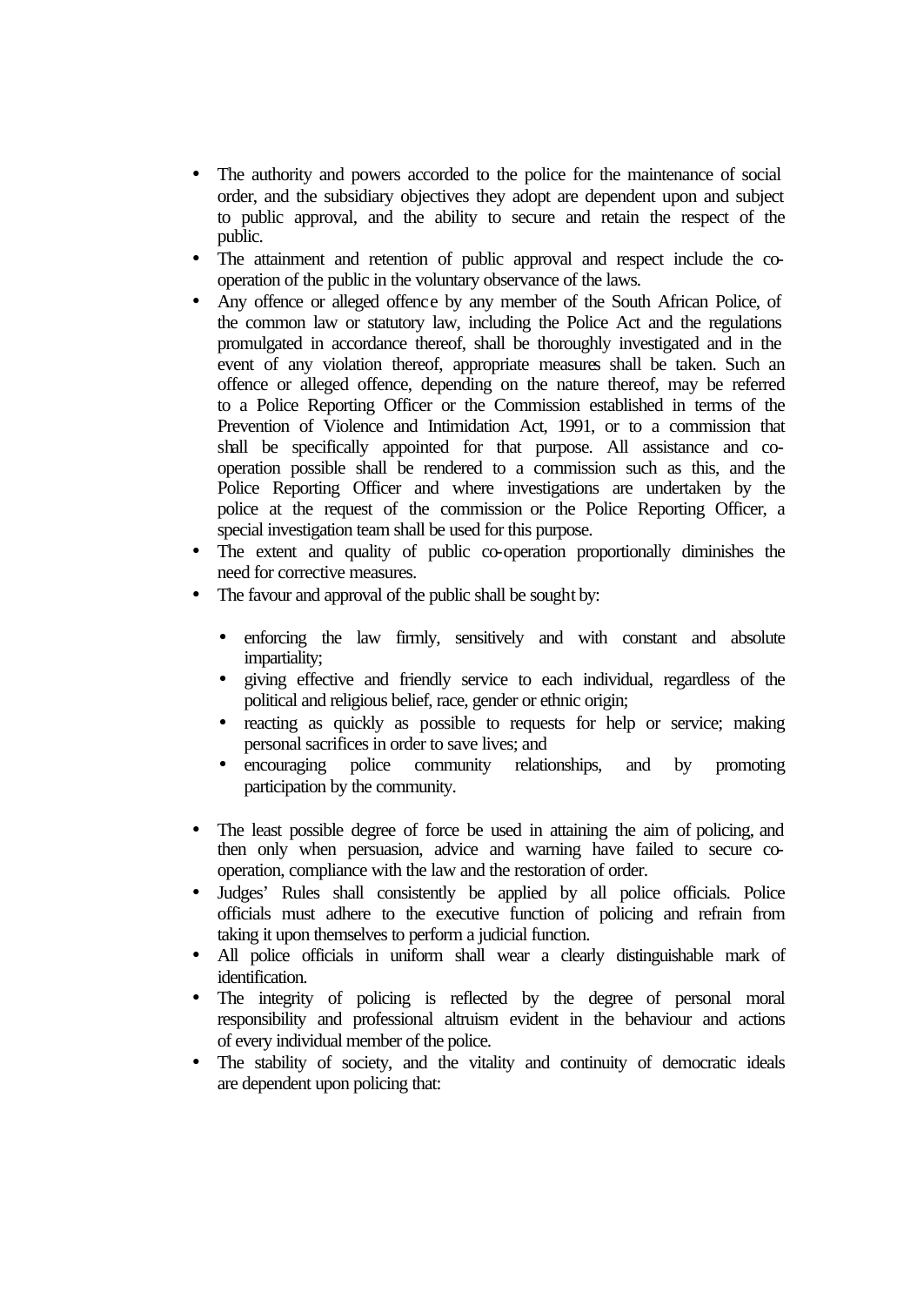- The authority and powers accorded to the police for the maintenance of social order, and the subsidiary objectives they adopt are dependent upon and subject to public approval, and the ability to secure and retain the respect of the public.
- The attainment and retention of public approval and respect include the co-operation of the public in the voluntary observance of the laws.
- Any offence or alleged offence by any member of the South African Police, of the common law or statutory law, including the Police Act and the regulations promulgated in accordance thereof, shall be thoroughly investigated and in the event of any violation thereof, appropriate measures shall be taken. Such an offence or alleged offence, depending on the nature thereof, may be referred to a Police Reporting Officer or the Commission established in terms of the Prevention of Violence and Intimidation Act, 1991, or to a commission that shall be specifically appointed for that purpose. All assistance and co-operation possible shall be rendered to a commission such as this, and the Police Reporting Officer and where investigations are undertaken by the police at the request of the commission or the Police Reporting Officer, a special investigation team shall be used for this purpose.
- The extent and quality of public co-operation proportionally diminishes the need for corrective measures.
- The favour and approval of the public shall be sought by:
  - enforcing the law firmly, sensitively and with constant and absolute impartiality;
  - giving effective and friendly service to each individual, regardless of the political and religious belief, race, gender or ethnic origin;
  - reacting as quickly as possible to requests for help or service; making personal sacrifices in order to save lives; and
  - encouraging police community relationships, and by promoting participation by the community.
- The least possible degree of force be used in attaining the aim of policing, and then only when persuasion, advice and warning have failed to secure co-operation, compliance with the law and the restoration of order.
- Judges' Rules shall consistently be applied by all police officials. Police officials must adhere to the executive function of policing and refrain from taking it upon themselves to perform a judicial function.
- All police officials in uniform shall wear a clearly distinguishable mark of identification.
- The integrity of policing is reflected by the degree of personal moral responsibility and professional altruism evident in the behaviour and actions of every individual member of the police.
- The stability of society, and the vitality and continuity of democratic ideals are dependent upon policing that: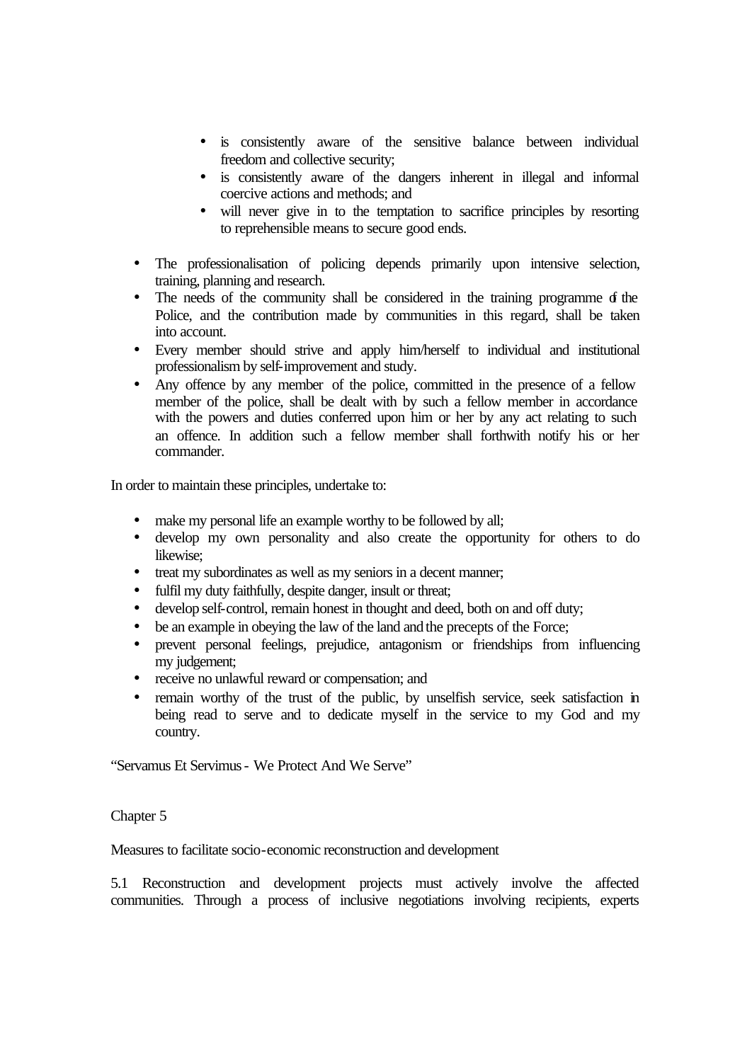- is consistently aware of the sensitive balance between individual freedom and collective security;
  - is consistently aware of the dangers inherent in illegal and informal coercive actions and methods; and
  - will never give in to the temptation to sacrifice principles by resorting to reprehensible means to secure good ends.

- The professionalisation of policing depends primarily upon intensive selection, training, planning and research.
- The needs of the community shall be considered in the training programme of the Police, and the contribution made by communities in this regard, shall be taken into account.
- Every member should strive and apply him/herself to individual and institutional professionalism by self-improvement and study.
- Any offence by any member of the police, committed in the presence of a fellow member of the police, shall be dealt with by such a fellow member in accordance with the powers and duties conferred upon him or her by any act relating to such an offence. In addition such a fellow member shall forthwith notify his or her commander.

In order to maintain these principles, undertake to:

- make my personal life an example worthy to be followed by all;
- develop my own personality and also create the opportunity for others to do likewise;
- treat my subordinates as well as my seniors in a decent manner;
- fulfil my duty faithfully, despite danger, insult or threat;
- develop self-control, remain honest in thought and deed, both on and off duty;
- be an example in obeying the law of the land and the precepts of the Force;
- prevent personal feelings, prejudice, antagonism or friendships from influencing my judgement;
- receive no unlawful reward or compensation; and
- remain worthy of the trust of the public, by unselfish service, seek satisfaction in being read to serve and to dedicate myself in the service to my God and my country.

"Servamus Et Servimus - We Protect And We Serve"

Chapter 5

Measures to facilitate socio-economic reconstruction and development

5.1 Reconstruction and development projects must actively involve the affected communities. Through a process of inclusive negotiations involving recipients, experts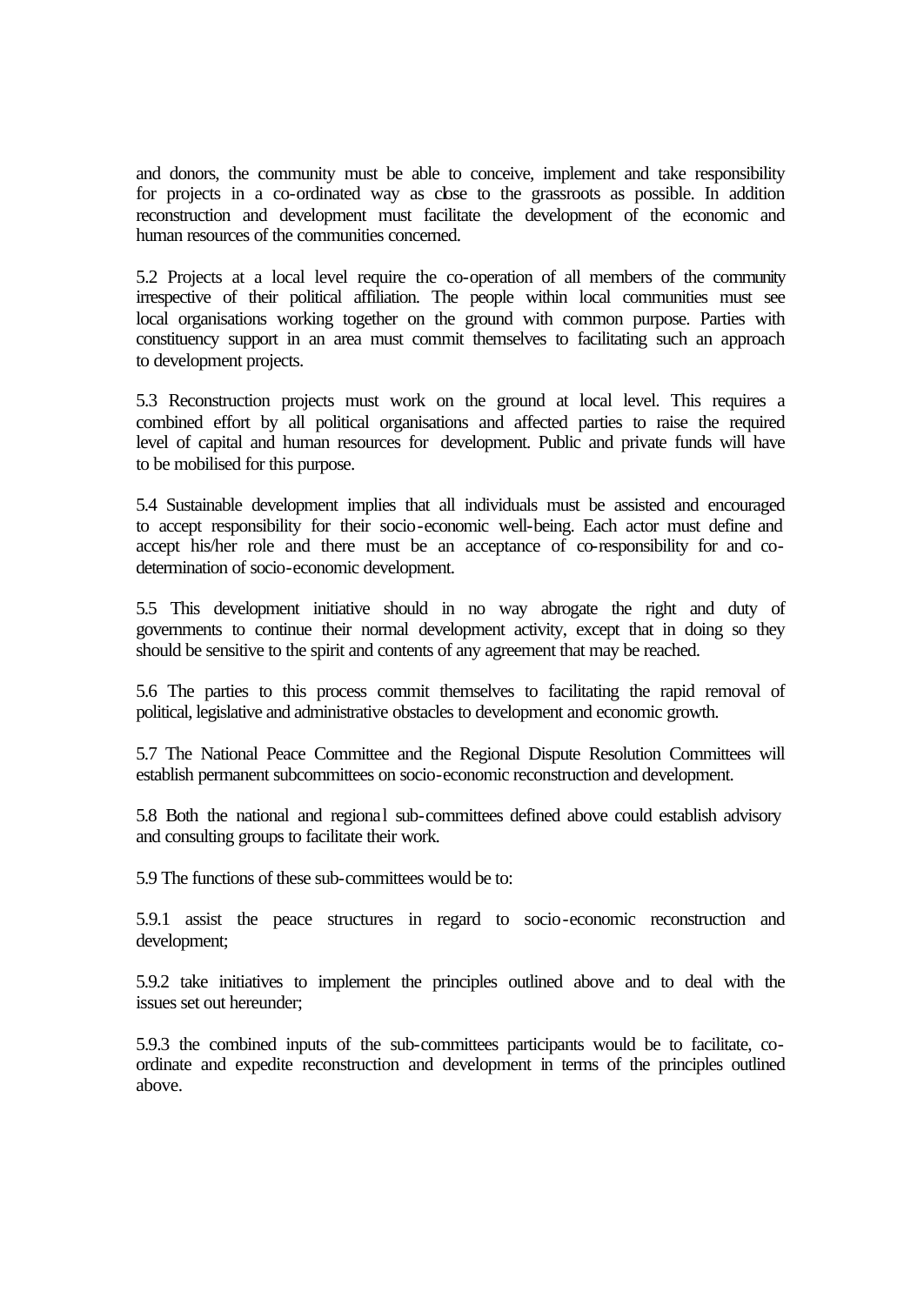and donors, the community must be able to conceive, implement and take responsibility for projects in a co-ordinated way as close to the grassroots as possible. In addition reconstruction and development must facilitate the development of the economic and human resources of the communities concerned.

5.2 Projects at a local level require the co-operation of all members of the community irrespective of their political affiliation. The people within local communities must see local organisations working together on the ground with common purpose. Parties with constituency support in an area must commit themselves to facilitating such an approach to development projects.

5.3 Reconstruction projects must work on the ground at local level. This requires a combined effort by all political organisations and affected parties to raise the required level of capital and human resources for development. Public and private funds will have to be mobilised for this purpose.

5.4 Sustainable development implies that all individuals must be assisted and encouraged to accept responsibility for their socio-economic well-being. Each actor must define and accept his/her role and there must be an acceptance of co-responsibility for and co-determination of socio-economic development.

5.5 This development initiative should in no way abrogate the right and duty of governments to continue their normal development activity, except that in doing so they should be sensitive to the spirit and contents of any agreement that may be reached.

5.6 The parties to this process commit themselves to facilitating the rapid removal of political, legislative and administrative obstacles to development and economic growth.

5.7 The National Peace Committee and the Regional Dispute Resolution Committees will establish permanent subcommittees on socio-economic reconstruction and development.

5.8 Both the national and regional sub-committees defined above could establish advisory and consulting groups to facilitate their work.

5.9 The functions of these sub-committees would be to:

5.9.1 assist the peace structures in regard to socio-economic reconstruction and development;

5.9.2 take initiatives to implement the principles outlined above and to deal with the issues set out hereunder;

5.9.3 the combined inputs of the sub-committees participants would be to facilitate, co-ordinate and expedite reconstruction and development in terms of the principles outlined above.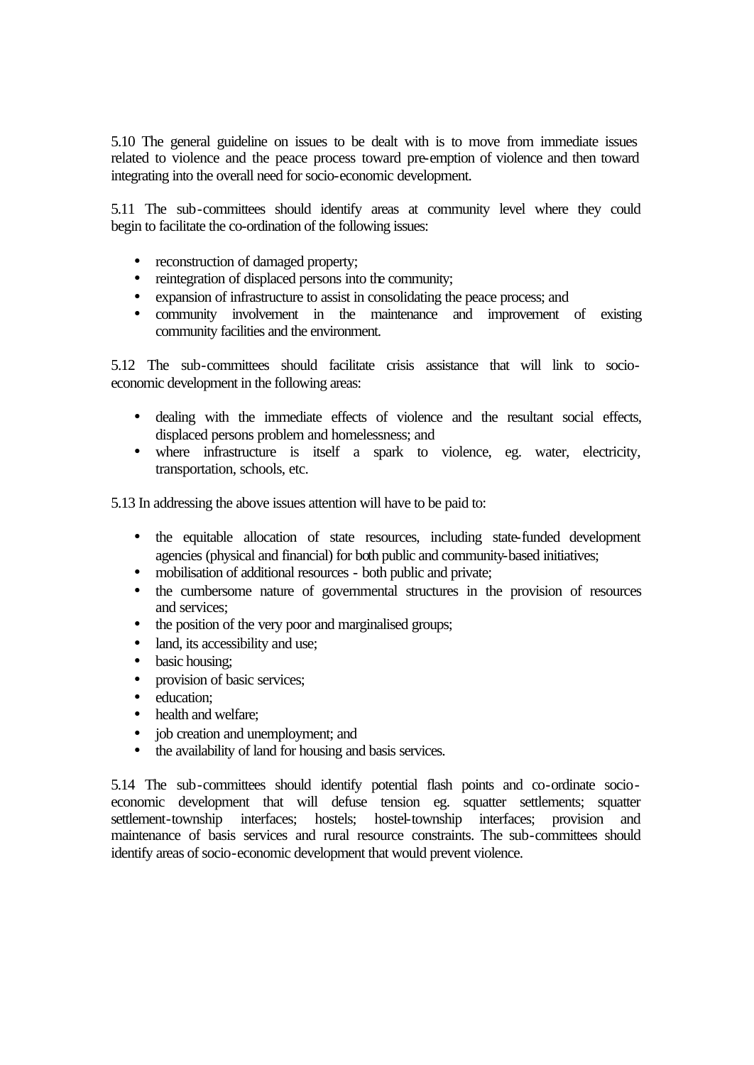5.10 The general guideline on issues to be dealt with is to move from immediate issues related to violence and the peace process toward pre-emption of violence and then toward integrating into the overall need for socio-economic development.

5.11 The sub-committees should identify areas at community level where they could begin to facilitate the co-ordination of the following issues:

- reconstruction of damaged property;
- reintegration of displaced persons into the community;
- expansion of infrastructure to assist in consolidating the peace process; and
- community involvement in the maintenance and improvement of existing community facilities and the environment.

5.12 The sub-committees should facilitate crisis assistance that will link to socio-economic development in the following areas:

- dealing with the immediate effects of violence and the resultant social effects, displaced persons problem and homelessness; and
- where infrastructure is itself a spark to violence, eg. water, electricity, transportation, schools, etc.

5.13 In addressing the above issues attention will have to be paid to:

- the equitable allocation of state resources, including state-funded development agencies (physical and financial) for both public and community-based initiatives;
- mobilisation of additional resources - both public and private;
- the cumbersome nature of governmental structures in the provision of resources and services;
- the position of the very poor and marginalised groups;
- land, its accessibility and use;
- basic housing;
- provision of basic services;
- education;
- health and welfare;
- job creation and unemployment; and
- the availability of land for housing and basis services.

5.14 The sub-committees should identify potential flash points and co-ordinate socio-economic development that will defuse tension eg. squatter settlements; squatter settlement-township interfaces; hostels; hostel-township interfaces; provision and maintenance of basis services and rural resource constraints. The sub-committees should identify areas of socio-economic development that would prevent violence.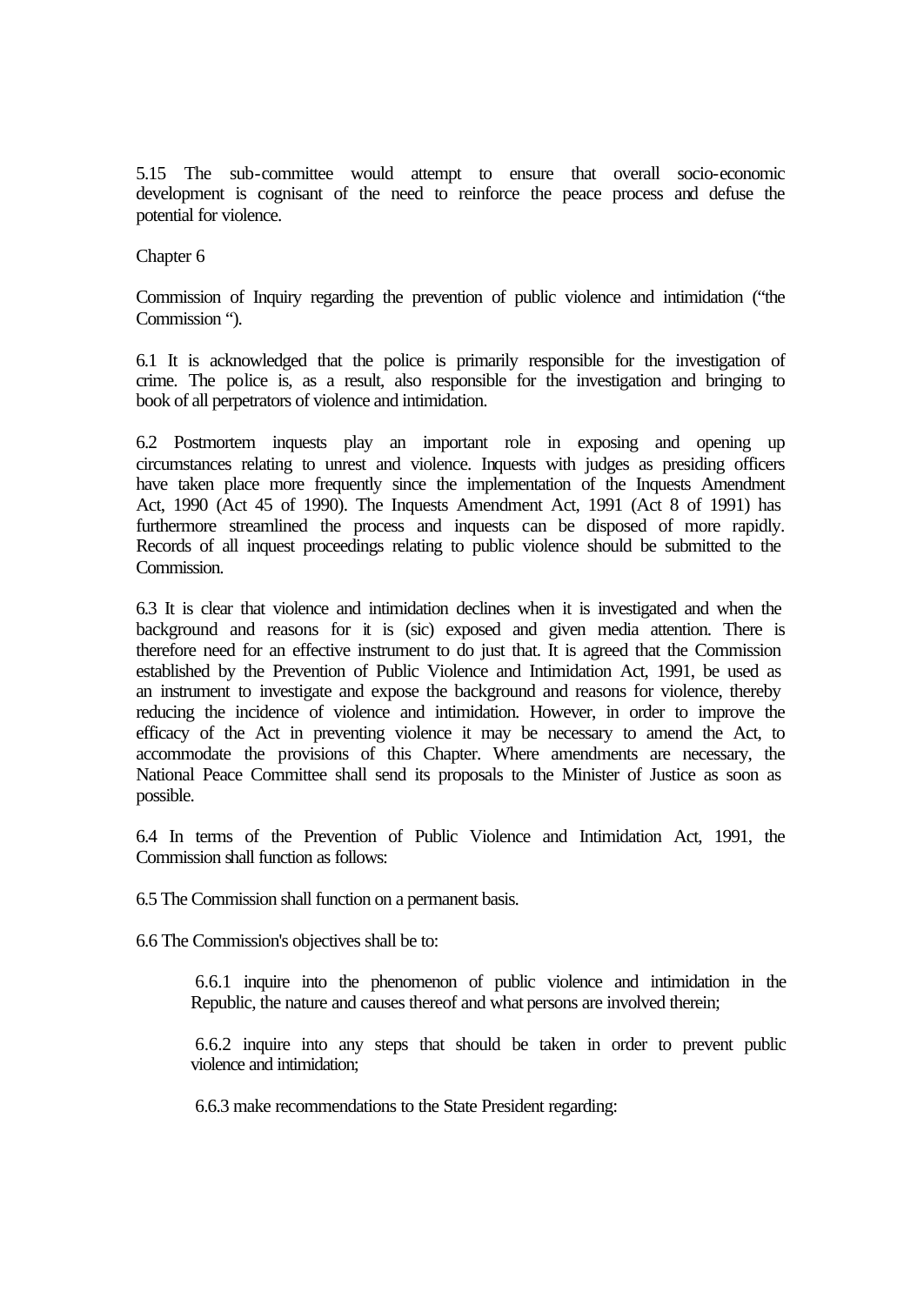5.15 The sub-committee would attempt to ensure that overall socio-economic development is cognisant of the need to reinforce the peace process and defuse the potential for violence.

## Chapter 6

Commission of Inquiry regarding the prevention of public violence and intimidation ("the Commission ").

6.1 It is acknowledged that the police is primarily responsible for the investigation of crime. The police is, as a result, also responsible for the investigation and bringing to book of all perpetrators of violence and intimidation.

6.2 Postmortem inquests play an important role in exposing and opening up circumstances relating to unrest and violence. Inquests with judges as presiding officers have taken place more frequently since the implementation of the Inquests Amendment Act, 1990 (Act 45 of 1990). The Inquests Amendment Act, 1991 (Act 8 of 1991) has furthermore streamlined the process and inquests can be disposed of more rapidly. Records of all inquest proceedings relating to public violence should be submitted to the Commission.

6.3 It is clear that violence and intimidation declines when it is investigated and when the background and reasons for it is (sic) exposed and given media attention. There is therefore need for an effective instrument to do just that. It is agreed that the Commission established by the Prevention of Public Violence and Intimidation Act, 1991, be used as an instrument to investigate and expose the background and reasons for violence, thereby reducing the incidence of violence and intimidation. However, in order to improve the efficacy of the Act in preventing violence it may be necessary to amend the Act, to accommodate the provisions of this Chapter. Where amendments are necessary, the National Peace Committee shall send its proposals to the Minister of Justice as soon as possible.

6.4 In terms of the Prevention of Public Violence and Intimidation Act, 1991, the Commission shall function as follows:

6.5 The Commission shall function on a permanent basis.

6.6 The Commission's objectives shall be to:

> 6.6.1 inquire into the phenomenon of public violence and intimidation in the Republic, the nature and causes thereof and what persons are involved therein;
>
> 6.6.2 inquire into any steps that should be taken in order to prevent public violence and intimidation;
>
> 6.6.3 make recommendations to the State President regarding: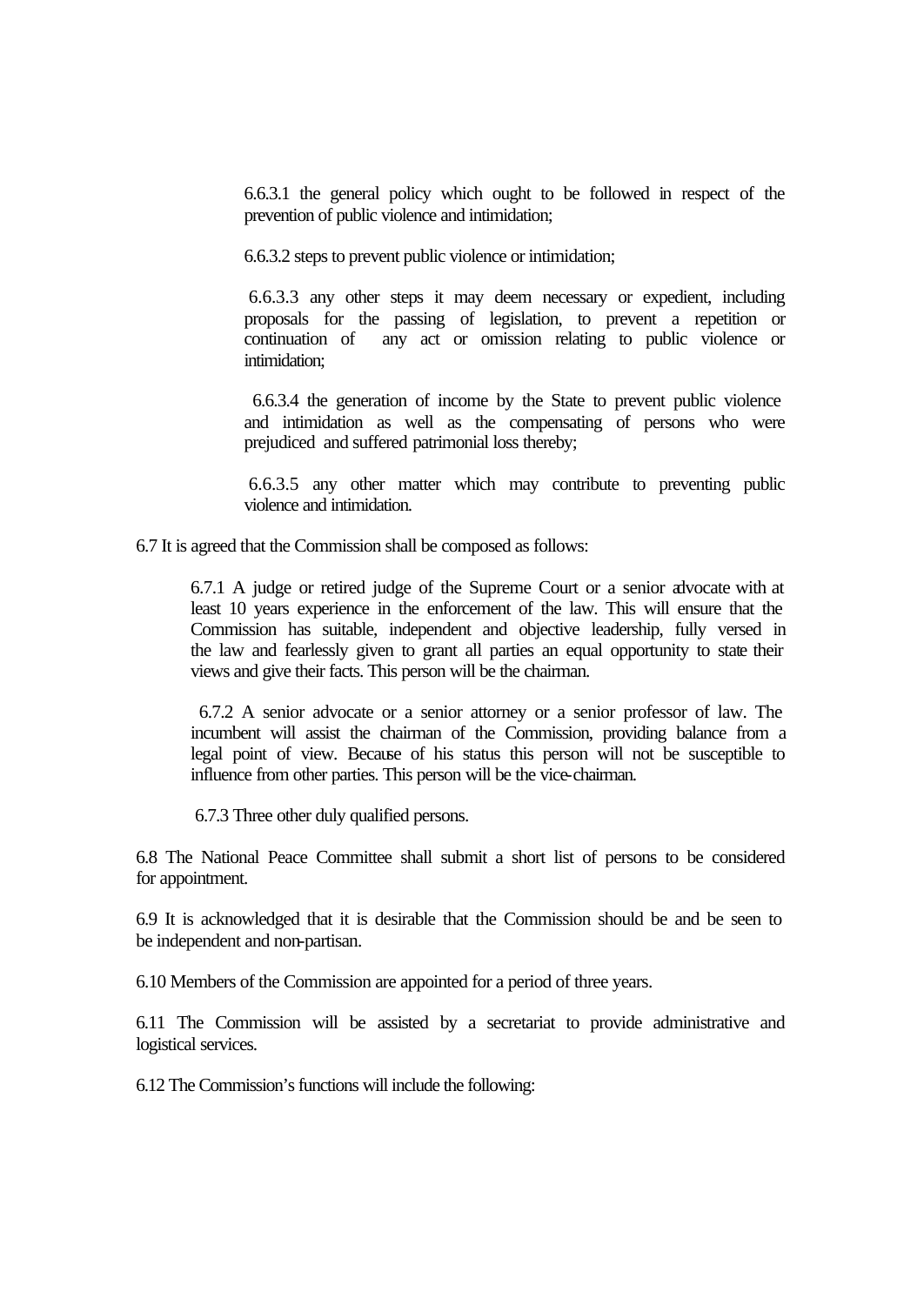6.6.3.1 the general policy which ought to be followed in respect of the prevention of public violence and intimidation;

6.6.3.2 steps to prevent public violence or intimidation;

6.6.3.3 any other steps it may deem necessary or expedient, including proposals for the passing of legislation, to prevent a repetition or continuation of any act or omission relating to public violence or intimidation;

6.6.3.4 the generation of income by the State to prevent public violence and intimidation as well as the compensating of persons who were prejudiced and suffered patrimonial loss thereby;

6.6.3.5 any other matter which may contribute to preventing public violence and intimidation.

6.7 It is agreed that the Commission shall be composed as follows:

6.7.1 A judge or retired judge of the Supreme Court or a senior advocate with at least 10 years experience in the enforcement of the law. This will ensure that the Commission has suitable, independent and objective leadership, fully versed in the law and fearlessly given to grant all parties an equal opportunity to state their views and give their facts. This person will be the chairman.

6.7.2 A senior advocate or a senior attorney or a senior professor of law. The incumbent will assist the chairman of the Commission, providing balance from a legal point of view. Because of his status this person will not be susceptible to influence from other parties. This person will be the vice-chairman.

6.7.3 Three other duly qualified persons.

6.8 The National Peace Committee shall submit a short list of persons to be considered for appointment.

6.9 It is acknowledged that it is desirable that the Commission should be and be seen to be independent and non-partisan.

6.10 Members of the Commission are appointed for a period of three years.

6.11 The Commission will be assisted by a secretariat to provide administrative and logistical services.

6.12 The Commission's functions will include the following: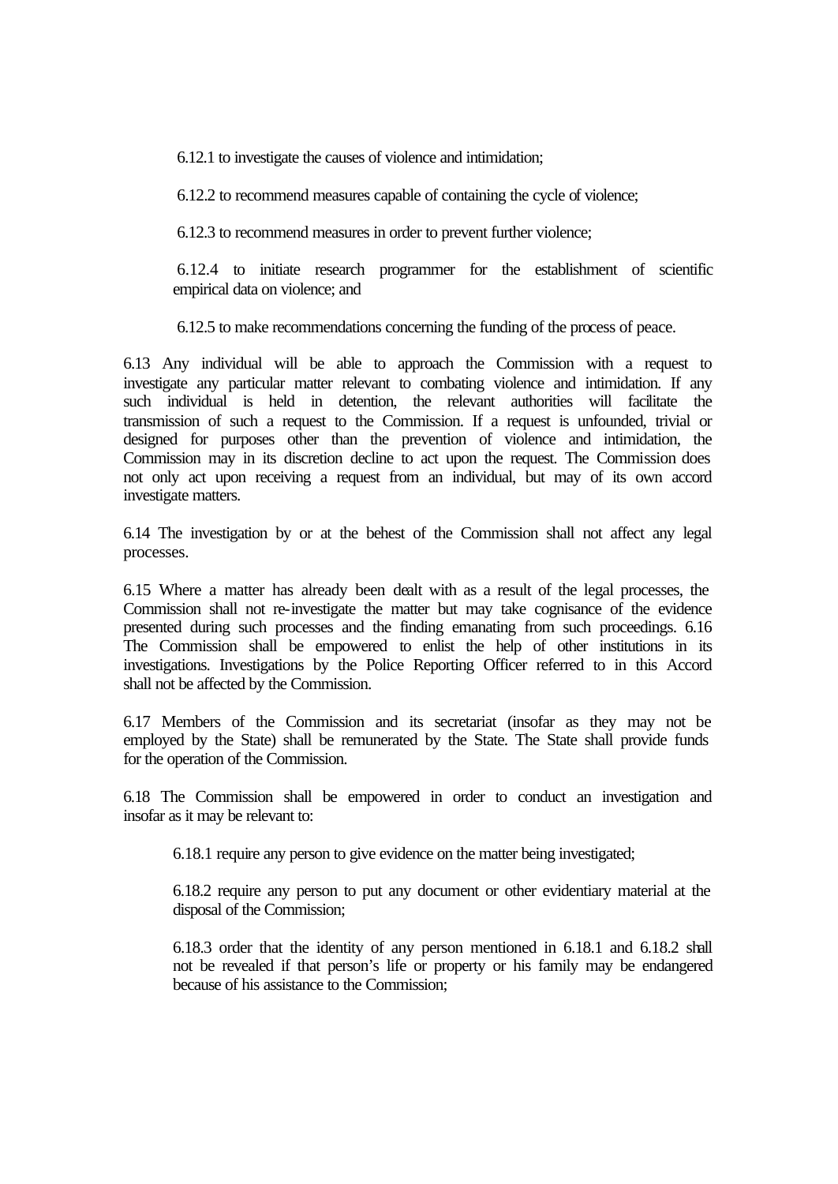6.12.1 to investigate the causes of violence and intimidation;

6.12.2 to recommend measures capable of containing the cycle of violence;

6.12.3 to recommend measures in order to prevent further violence;

6.12.4 to initiate research programmer for the establishment of scientific empirical data on violence; and

6.12.5 to make recommendations concerning the funding of the process of peace.

6.13 Any individual will be able to approach the Commission with a request to investigate any particular matter relevant to combating violence and intimidation. If any such individual is held in detention, the relevant authorities will facilitate the transmission of such a request to the Commission. If a request is unfounded, trivial or designed for purposes other than the prevention of violence and intimidation, the Commission may in its discretion decline to act upon the request. The Commission does not only act upon receiving a request from an individual, but may of its own accord investigate matters.

6.14 The investigation by or at the behest of the Commission shall not affect any legal processes.

6.15 Where a matter has already been dealt with as a result of the legal processes, the Commission shall not re-investigate the matter but may take cognisance of the evidence presented during such processes and the finding emanating from such proceedings. 6.16 The Commission shall be empowered to enlist the help of other institutions in its investigations. Investigations by the Police Reporting Officer referred to in this Accord shall not be affected by the Commission.

6.17 Members of the Commission and its secretariat (insofar as they may not be employed by the State) shall be remunerated by the State. The State shall provide funds for the operation of the Commission.

6.18 The Commission shall be empowered in order to conduct an investigation and insofar as it may be relevant to:

6.18.1 require any person to give evidence on the matter being investigated;

6.18.2 require any person to put any document or other evidentiary material at the disposal of the Commission;

6.18.3 order that the identity of any person mentioned in 6.18.1 and 6.18.2 shall not be revealed if that person's life or property or his family may be endangered because of his assistance to the Commission;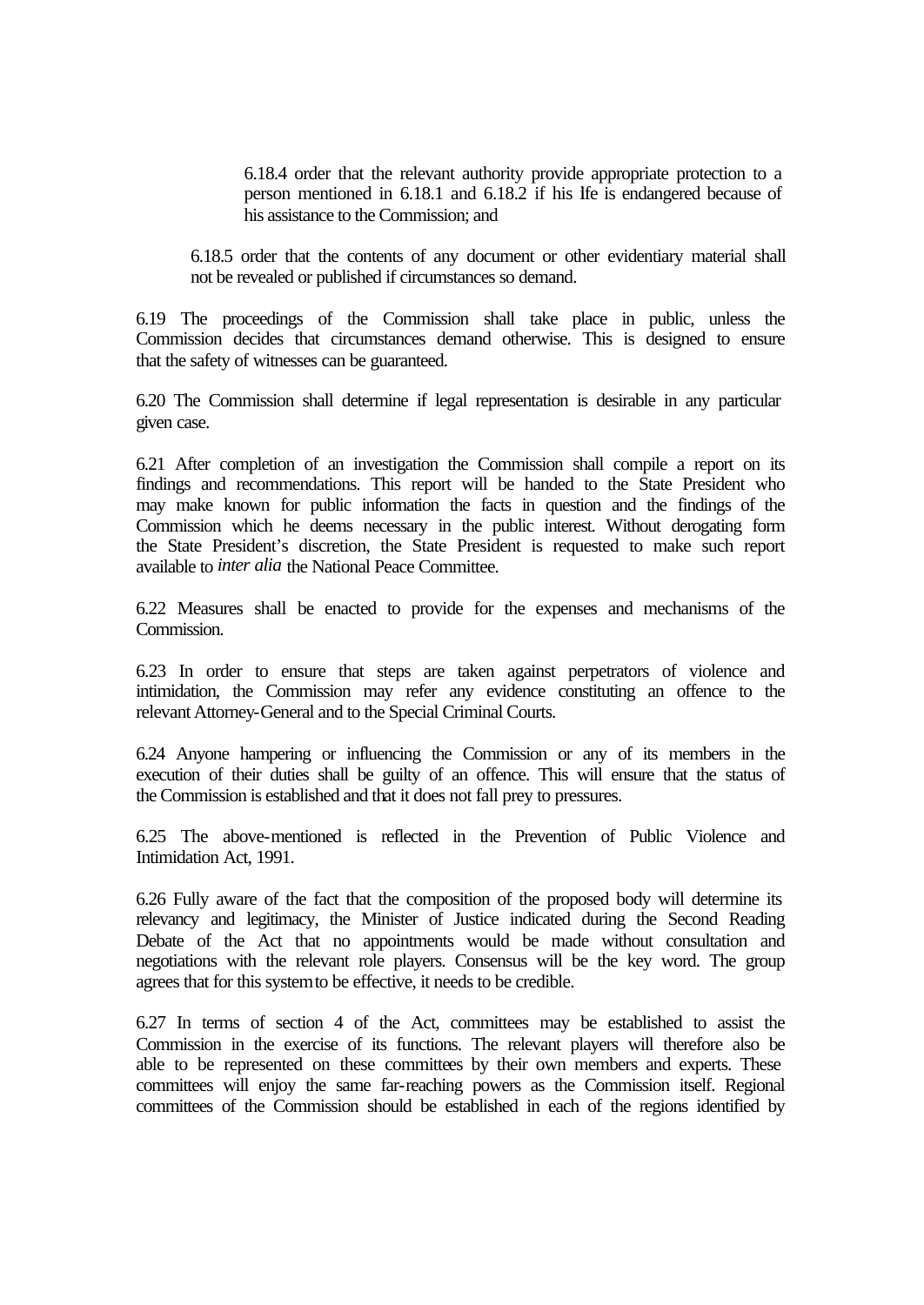6.18.4 order that the relevant authority provide appropriate protection to a person mentioned in 6.18.1 and 6.18.2 if his life is endangered because of his assistance to the Commission; and

6.18.5 order that the contents of any document or other evidentiary material shall not be revealed or published if circumstances so demand.

6.19 The proceedings of the Commission shall take place in public, unless the Commission decides that circumstances demand otherwise. This is designed to ensure that the safety of witnesses can be guaranteed.

6.20 The Commission shall determine if legal representation is desirable in any particular given case.

6.21 After completion of an investigation the Commission shall compile a report on its findings and recommendations. This report will be handed to the State President who may make known for public information the facts in question and the findings of the Commission which he deems necessary in the public interest. Without derogating form the State President's discretion, the State President is requested to make such report available to *inter alia* the National Peace Committee.

6.22 Measures shall be enacted to provide for the expenses and mechanisms of the Commission.

6.23 In order to ensure that steps are taken against perpetrators of violence and intimidation, the Commission may refer any evidence constituting an offence to the relevant Attorney-General and to the Special Criminal Courts.

6.24 Anyone hampering or influencing the Commission or any of its members in the execution of their duties shall be guilty of an offence. This will ensure that the status of the Commission is established and that it does not fall prey to pressures.

6.25 The above-mentioned is reflected in the Prevention of Public Violence and Intimidation Act, 1991.

6.26 Fully aware of the fact that the composition of the proposed body will determine its relevancy and legitimacy, the Minister of Justice indicated during the Second Reading Debate of the Act that no appointments would be made without consultation and negotiations with the relevant role players. Consensus will be the key word. The group agrees that for this system to be effective, it needs to be credible.

6.27 In terms of section 4 of the Act, committees may be established to assist the Commission in the exercise of its functions. The relevant players will therefore also be able to be represented on these committees by their own members and experts. These committees will enjoy the same far-reaching powers as the Commission itself. Regional committees of the Commission should be established in each of the regions identified by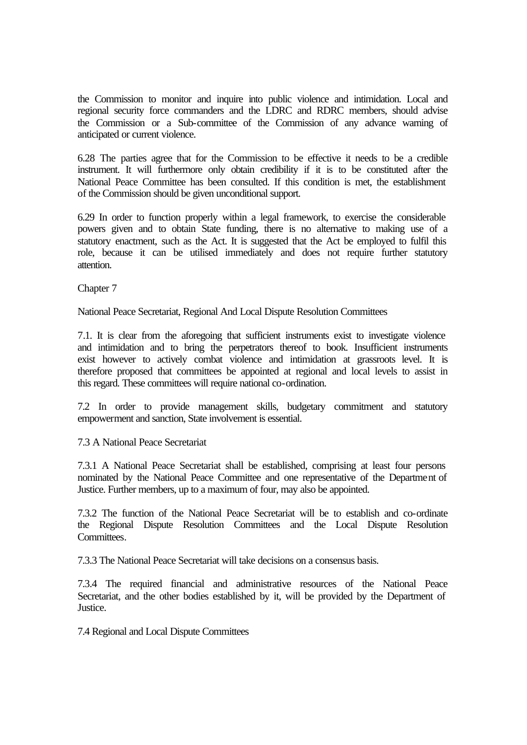the Commission to monitor and inquire into public violence and intimidation. Local and regional security force commanders and the LDRC and RDRC members, should advise the Commission or a Sub-committee of the Commission of any advance warning of anticipated or current violence.

6.28 The parties agree that for the Commission to be effective it needs to be a credible instrument. It will furthermore only obtain credibility if it is to be constituted after the National Peace Committee has been consulted. If this condition is met, the establishment of the Commission should be given unconditional support.

6.29 In order to function properly within a legal framework, to exercise the considerable powers given and to obtain State funding, there is no alternative to making use of a statutory enactment, such as the Act. It is suggested that the Act be employed to fulfil this role, because it can be utilised immediately and does not require further statutory attention.

## Chapter 7

## National Peace Secretariat, Regional And Local Dispute Resolution Committees

7.1. It is clear from the aforegoing that sufficient instruments exist to investigate violence and intimidation and to bring the perpetrators thereof to book. Insufficient instruments exist however to actively combat violence and intimidation at grassroots level. It is therefore proposed that committees be appointed at regional and local levels to assist in this regard. These committees will require national co-ordination.

7.2 In order to provide management skills, budgetary commitment and statutory empowerment and sanction, State involvement is essential.

### 7.3 A National Peace Secretariat

7.3.1 A National Peace Secretariat shall be established, comprising at least four persons nominated by the National Peace Committee and one representative of the Department of Justice. Further members, up to a maximum of four, may also be appointed.

7.3.2 The function of the National Peace Secretariat will be to establish and co-ordinate the Regional Dispute Resolution Committees and the Local Dispute Resolution Committees.

7.3.3 The National Peace Secretariat will take decisions on a consensus basis.

7.3.4 The required financial and administrative resources of the National Peace Secretariat, and the other bodies established by it, will be provided by the Department of Justice.

### 7.4 Regional and Local Dispute Committees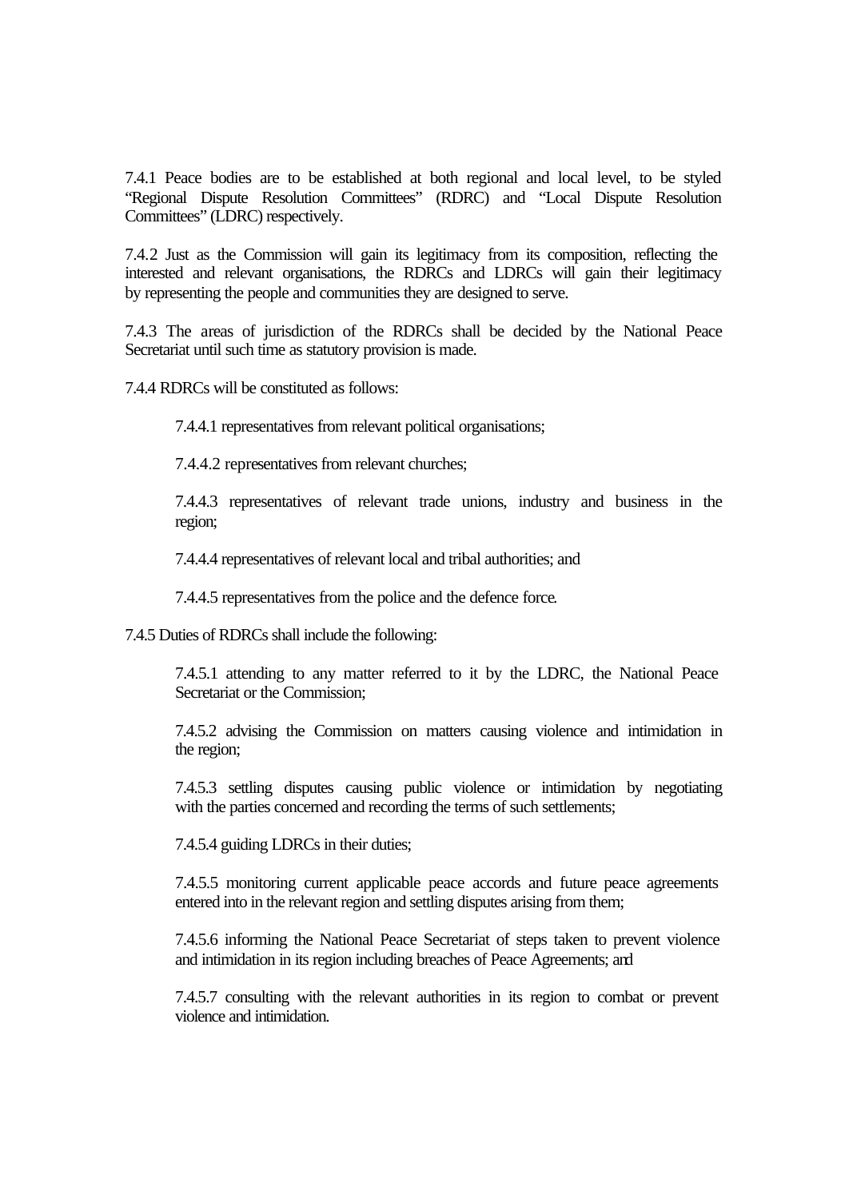7.4.1 Peace bodies are to be established at both regional and local level, to be styled "Regional Dispute Resolution Committees" (RDRC) and "Local Dispute Resolution Committees" (LDRC) respectively.

7.4.2 Just as the Commission will gain its legitimacy from its composition, reflecting the interested and relevant organisations, the RDRCs and LDRCs will gain their legitimacy by representing the people and communities they are designed to serve.

7.4.3 The areas of jurisdiction of the RDRCs shall be decided by the National Peace Secretariat until such time as statutory provision is made.

7.4.4 RDRCs will be constituted as follows:

> 7.4.4.1 representatives from relevant political organisations;
>
> 7.4.4.2 representatives from relevant churches;
>
> 7.4.4.3 representatives of relevant trade unions, industry and business in the region;
>
> 7.4.4.4 representatives of relevant local and tribal authorities; and
>
> 7.4.4.5 representatives from the police and the defence force.

7.4.5 Duties of RDRCs shall include the following:

> 7.4.5.1 attending to any matter referred to it by the LDRC, the National Peace Secretariat or the Commission;
>
> 7.4.5.2 advising the Commission on matters causing violence and intimidation in the region;
>
> 7.4.5.3 settling disputes causing public violence or intimidation by negotiating with the parties concerned and recording the terms of such settlements;
>
> 7.4.5.4 guiding LDRCs in their duties;
>
> 7.4.5.5 monitoring current applicable peace accords and future peace agreements entered into in the relevant region and settling disputes arising from them;
>
> 7.4.5.6 informing the National Peace Secretariat of steps taken to prevent violence and intimidation in its region including breaches of Peace Agreements; and
>
> 7.4.5.7 consulting with the relevant authorities in its region to combat or prevent violence and intimidation.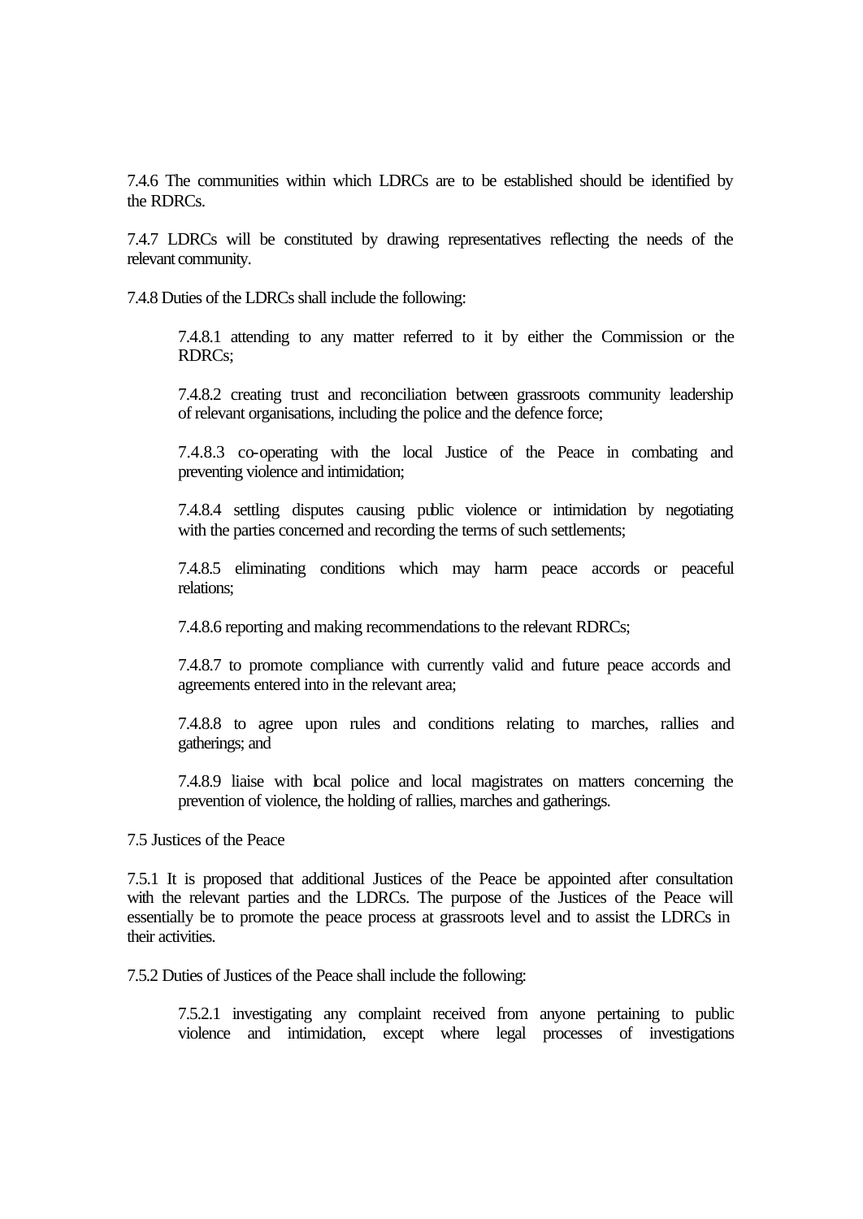7.4.6 The communities within which LDRCs are to be established should be identified by the RDRCs.

7.4.7 LDRCs will be constituted by drawing representatives reflecting the needs of the relevant community.

7.4.8 Duties of the LDRCs shall include the following:

> 7.4.8.1 attending to any matter referred to it by either the Commission or the RDRCs;
>
> 7.4.8.2 creating trust and reconciliation between grassroots community leadership of relevant organisations, including the police and the defence force;
>
> 7.4.8.3 co-operating with the local Justice of the Peace in combating and preventing violence and intimidation;
>
> 7.4.8.4 settling disputes causing public violence or intimidation by negotiating with the parties concerned and recording the terms of such settlements;
>
> 7.4.8.5 eliminating conditions which may harm peace accords or peaceful relations;
>
> 7.4.8.6 reporting and making recommendations to the relevant RDRCs;
>
> 7.4.8.7 to promote compliance with currently valid and future peace accords and agreements entered into in the relevant area;
>
> 7.4.8.8 to agree upon rules and conditions relating to marches, rallies and gatherings; and
>
> 7.4.8.9 liaise with local police and local magistrates on matters concerning the prevention of violence, the holding of rallies, marches and gatherings.

7.5 Justices of the Peace

7.5.1 It is proposed that additional Justices of the Peace be appointed after consultation with the relevant parties and the LDRCs. The purpose of the Justices of the Peace will essentially be to promote the peace process at grassroots level and to assist the LDRCs in their activities.

7.5.2 Duties of Justices of the Peace shall include the following:

> 7.5.2.1 investigating any complaint received from anyone pertaining to public violence and intimidation, except where legal processes of investigations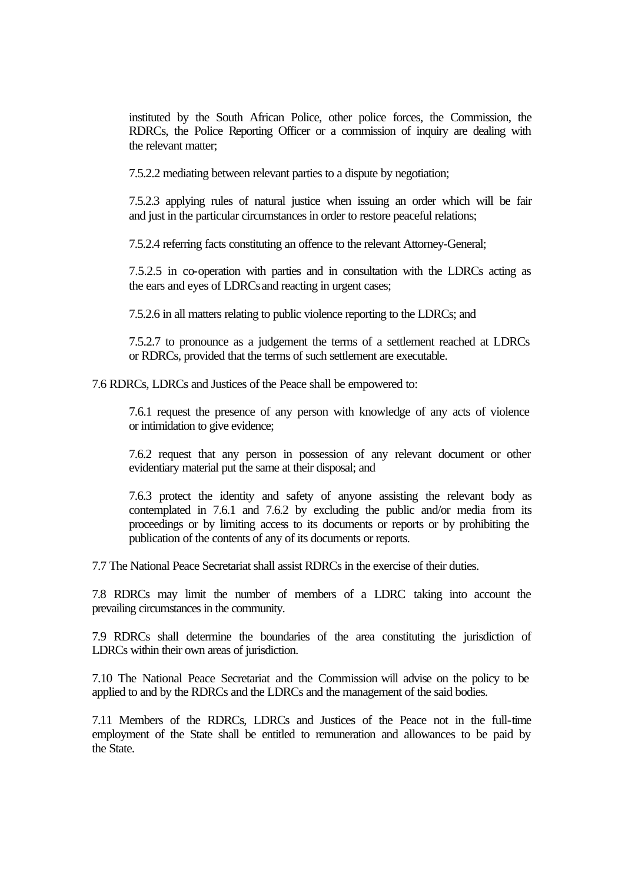instituted by the South African Police, other police forces, the Commission, the RDRCs, the Police Reporting Officer or a commission of inquiry are dealing with the relevant matter;

7.5.2.2 mediating between relevant parties to a dispute by negotiation;

7.5.2.3 applying rules of natural justice when issuing an order which will be fair and just in the particular circumstances in order to restore peaceful relations;

7.5.2.4 referring facts constituting an offence to the relevant Attorney-General;

7.5.2.5 in co-operation with parties and in consultation with the LDRCs acting as the ears and eyes of LDRCs and reacting in urgent cases;

7.5.2.6 in all matters relating to public violence reporting to the LDRCs; and

7.5.2.7 to pronounce as a judgement the terms of a settlement reached at LDRCs or RDRCs, provided that the terms of such settlement are executable.

7.6 RDRCs, LDRCs and Justices of the Peace shall be empowered to:

7.6.1 request the presence of any person with knowledge of any acts of violence or intimidation to give evidence;

7.6.2 request that any person in possession of any relevant document or other evidentiary material put the same at their disposal; and

7.6.3 protect the identity and safety of anyone assisting the relevant body as contemplated in 7.6.1 and 7.6.2 by excluding the public and/or media from its proceedings or by limiting access to its documents or reports or by prohibiting the publication of the contents of any of its documents or reports.

7.7 The National Peace Secretariat shall assist RDRCs in the exercise of their duties.

7.8 RDRCs may limit the number of members of a LDRC taking into account the prevailing circumstances in the community.

7.9 RDRCs shall determine the boundaries of the area constituting the jurisdiction of LDRCs within their own areas of jurisdiction.

7.10 The National Peace Secretariat and the Commission will advise on the policy to be applied to and by the RDRCs and the LDRCs and the management of the said bodies.

7.11 Members of the RDRCs, LDRCs and Justices of the Peace not in the full-time employment of the State shall be entitled to remuneration and allowances to be paid by the State.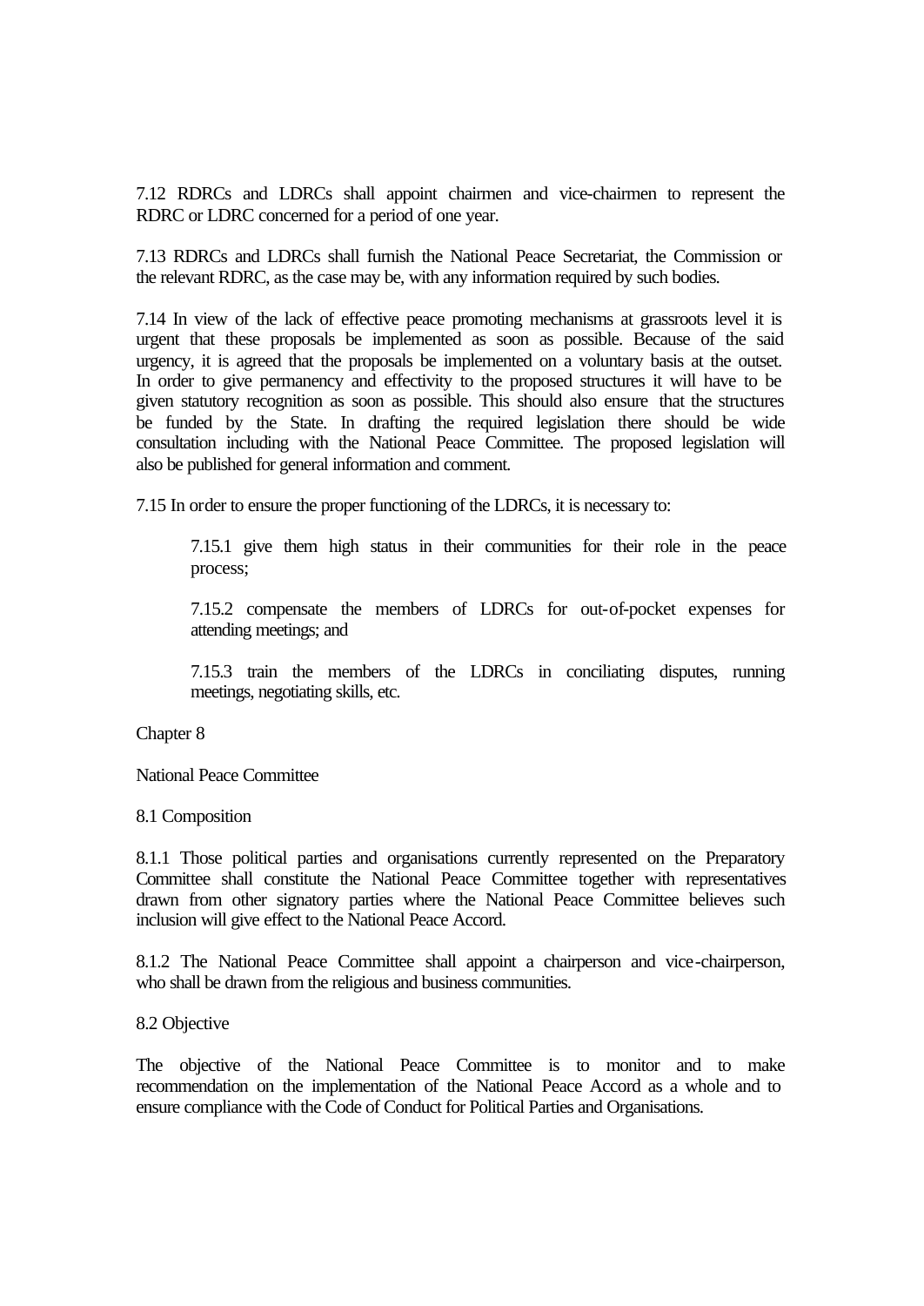7.12 RDRCs and LDRCs shall appoint chairmen and vice-chairmen to represent the RDRC or LDRC concerned for a period of one year.

7.13 RDRCs and LDRCs shall furnish the National Peace Secretariat, the Commission or the relevant RDRC, as the case may be, with any information required by such bodies.

7.14 In view of the lack of effective peace promoting mechanisms at grassroots level it is urgent that these proposals be implemented as soon as possible. Because of the said urgency, it is agreed that the proposals be implemented on a voluntary basis at the outset. In order to give permanency and effectivity to the proposed structures it will have to be given statutory recognition as soon as possible. This should also ensure that the structures be funded by the State. In drafting the required legislation there should be wide consultation including with the National Peace Committee. The proposed legislation will also be published for general information and comment.

7.15 In order to ensure the proper functioning of the LDRCs, it is necessary to:

> 7.15.1 give them high status in their communities for their role in the peace process;
>
> 7.15.2 compensate the members of LDRCs for out-of-pocket expenses for attending meetings; and
>
> 7.15.3 train the members of the LDRCs in conciliating disputes, running meetings, negotiating skills, etc.

## Chapter 8

## National Peace Committee

### 8.1 Composition

8.1.1 Those political parties and organisations currently represented on the Preparatory Committee shall constitute the National Peace Committee together with representatives drawn from other signatory parties where the National Peace Committee believes such inclusion will give effect to the National Peace Accord.

8.1.2 The National Peace Committee shall appoint a chairperson and vice-chairperson, who shall be drawn from the religious and business communities.

### 8.2 Objective

The objective of the National Peace Committee is to monitor and to make recommendation on the implementation of the National Peace Accord as a whole and to ensure compliance with the Code of Conduct for Political Parties and Organisations.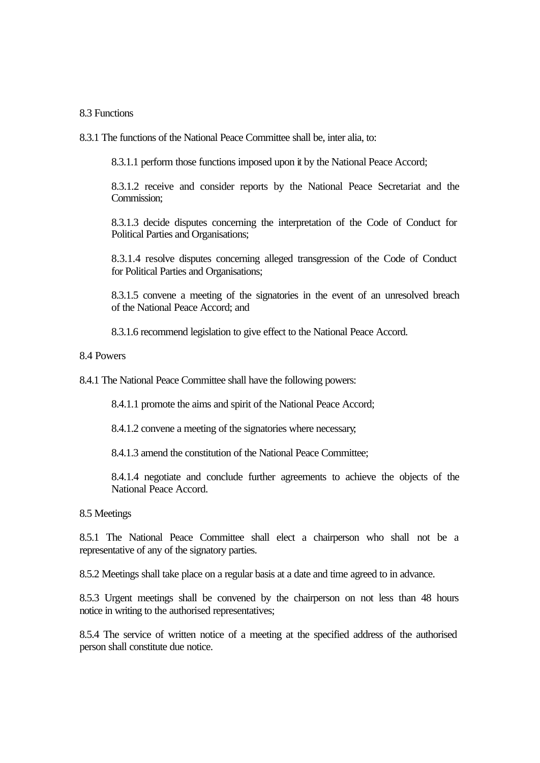8.3 Functions

8.3.1 The functions of the National Peace Committee shall be, inter alia, to:

> 8.3.1.1 perform those functions imposed upon it by the National Peace Accord;
>
> 8.3.1.2 receive and consider reports by the National Peace Secretariat and the Commission;
>
> 8.3.1.3 decide disputes concerning the interpretation of the Code of Conduct for Political Parties and Organisations;
>
> 8.3.1.4 resolve disputes concerning alleged transgression of the Code of Conduct for Political Parties and Organisations;
>
> 8.3.1.5 convene a meeting of the signatories in the event of an unresolved breach of the National Peace Accord; and
>
> 8.3.1.6 recommend legislation to give effect to the National Peace Accord.

8.4 Powers

8.4.1 The National Peace Committee shall have the following powers:

> 8.4.1.1 promote the aims and spirit of the National Peace Accord;
>
> 8.4.1.2 convene a meeting of the signatories where necessary;
>
> 8.4.1.3 amend the constitution of the National Peace Committee;
>
> 8.4.1.4 negotiate and conclude further agreements to achieve the objects of the National Peace Accord.

8.5 Meetings

8.5.1 The National Peace Committee shall elect a chairperson who shall not be a representative of any of the signatory parties.

8.5.2 Meetings shall take place on a regular basis at a date and time agreed to in advance.

8.5.3 Urgent meetings shall be convened by the chairperson on not less than 48 hours notice in writing to the authorised representatives;

8.5.4 The service of written notice of a meeting at the specified address of the authorised person shall constitute due notice.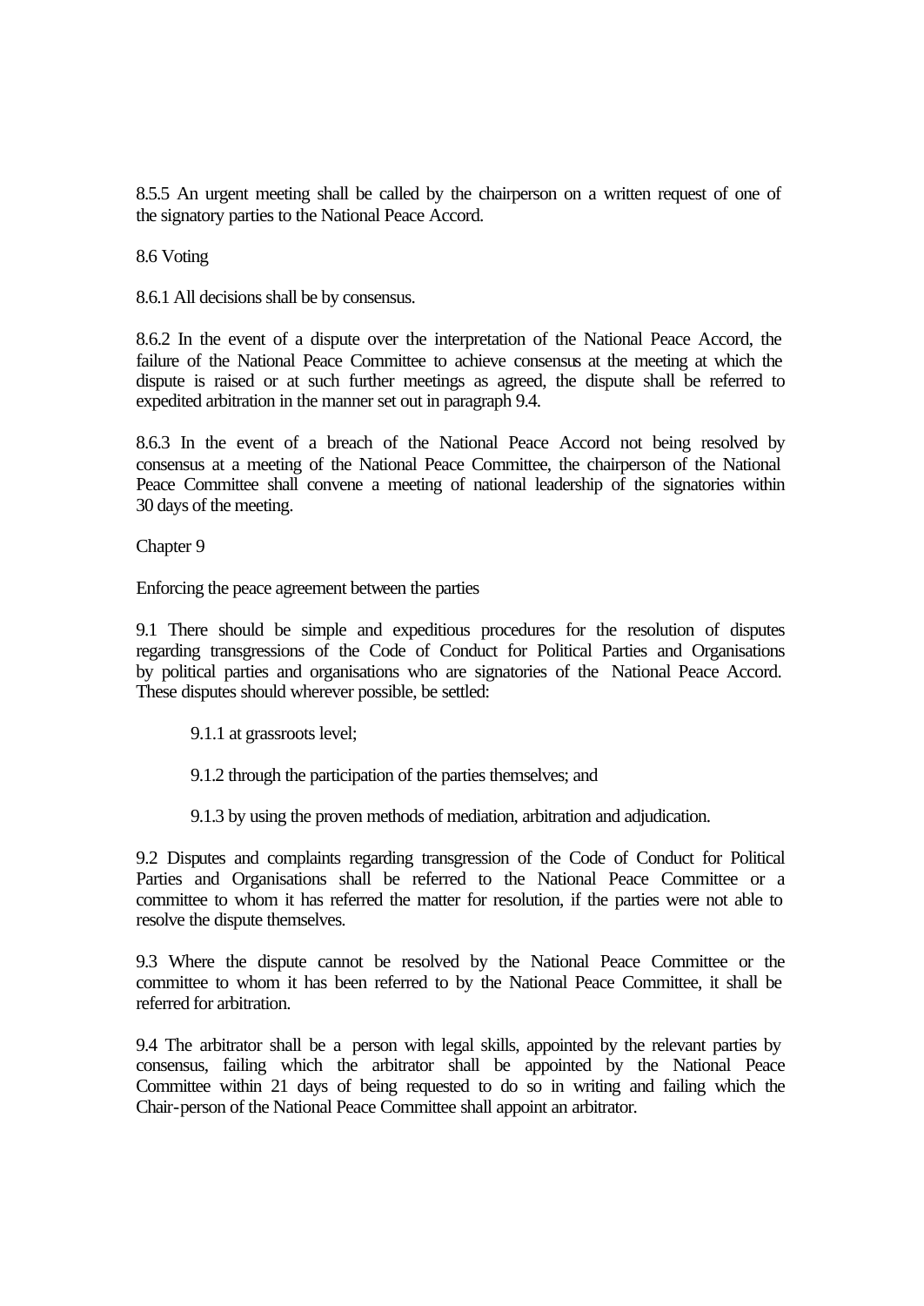8.5.5 An urgent meeting shall be called by the chairperson on a written request of one of the signatory parties to the National Peace Accord.

8.6 Voting

8.6.1 All decisions shall be by consensus.

8.6.2 In the event of a dispute over the interpretation of the National Peace Accord, the failure of the National Peace Committee to achieve consensus at the meeting at which the dispute is raised or at such further meetings as agreed, the dispute shall be referred to expedited arbitration in the manner set out in paragraph 9.4.

8.6.3 In the event of a breach of the National Peace Accord not being resolved by consensus at a meeting of the National Peace Committee, the chairperson of the National Peace Committee shall convene a meeting of national leadership of the signatories within 30 days of the meeting.

Chapter 9

Enforcing the peace agreement between the parties

9.1 There should be simple and expeditious procedures for the resolution of disputes regarding transgressions of the Code of Conduct for Political Parties and Organisations by political parties and organisations who are signatories of the National Peace Accord. These disputes should wherever possible, be settled:

> 9.1.1 at grassroots level;
>
> 9.1.2 through the participation of the parties themselves; and
>
> 9.1.3 by using the proven methods of mediation, arbitration and adjudication.

9.2 Disputes and complaints regarding transgression of the Code of Conduct for Political Parties and Organisations shall be referred to the National Peace Committee or a committee to whom it has referred the matter for resolution, if the parties were not able to resolve the dispute themselves.

9.3 Where the dispute cannot be resolved by the National Peace Committee or the committee to whom it has been referred to by the National Peace Committee, it shall be referred for arbitration.

9.4 The arbitrator shall be a person with legal skills, appointed by the relevant parties by consensus, failing which the arbitrator shall be appointed by the National Peace Committee within 21 days of being requested to do so in writing and failing which the Chair-person of the National Peace Committee shall appoint an arbitrator.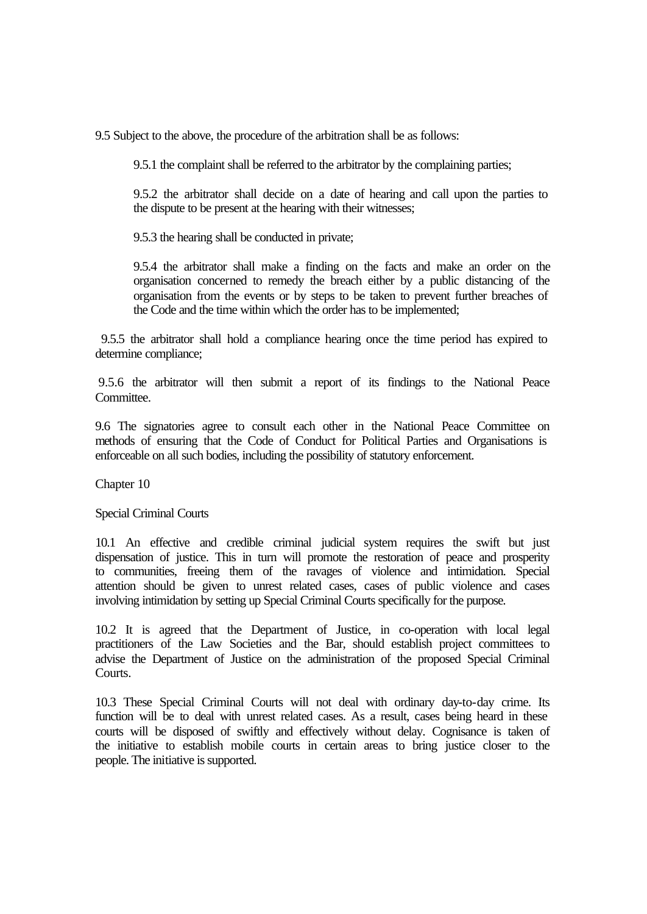9.5 Subject to the above, the procedure of the arbitration shall be as follows:

> 9.5.1 the complaint shall be referred to the arbitrator by the complaining parties;
>
> 9.5.2 the arbitrator shall decide on a date of hearing and call upon the parties to the dispute to be present at the hearing with their witnesses;
>
> 9.5.3 the hearing shall be conducted in private;
>
> 9.5.4 the arbitrator shall make a finding on the facts and make an order on the organisation concerned to remedy the breach either by a public distancing of the organisation from the events or by steps to be taken to prevent further breaches of the Code and the time within which the order has to be implemented;

9.5.5 the arbitrator shall hold a compliance hearing once the time period has expired to determine compliance;

9.5.6 the arbitrator will then submit a report of its findings to the National Peace Committee.

9.6 The signatories agree to consult each other in the National Peace Committee on methods of ensuring that the Code of Conduct for Political Parties and Organisations is enforceable on all such bodies, including the possibility of statutory enforcement.

## Chapter 10

## Special Criminal Courts

10.1 An effective and credible criminal judicial system requires the swift but just dispensation of justice. This in turn will promote the restoration of peace and prosperity to communities, freeing them of the ravages of violence and intimidation. Special attention should be given to unrest related cases, cases of public violence and cases involving intimidation by setting up Special Criminal Courts specifically for the purpose.

10.2 It is agreed that the Department of Justice, in co-operation with local legal practitioners of the Law Societies and the Bar, should establish project committees to advise the Department of Justice on the administration of the proposed Special Criminal Courts.

10.3 These Special Criminal Courts will not deal with ordinary day-to-day crime. Its function will be to deal with unrest related cases. As a result, cases being heard in these courts will be disposed of swiftly and effectively without delay. Cognisance is taken of the initiative to establish mobile courts in certain areas to bring justice closer to the people. The initiative is supported.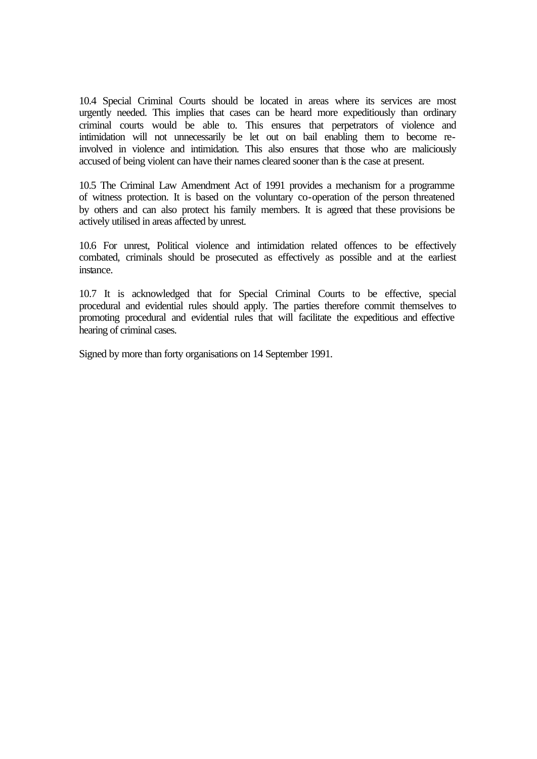10.4 Special Criminal Courts should be located in areas where its services are most urgently needed. This implies that cases can be heard more expeditiously than ordinary criminal courts would be able to. This ensures that perpetrators of violence and intimidation will not unnecessarily be let out on bail enabling them to become re-involved in violence and intimidation. This also ensures that those who are maliciously accused of being violent can have their names cleared sooner than is the case at present.

10.5 The Criminal Law Amendment Act of 1991 provides a mechanism for a programme of witness protection. It is based on the voluntary co-operation of the person threatened by others and can also protect his family members. It is agreed that these provisions be actively utilised in areas affected by unrest.

10.6 For unrest, Political violence and intimidation related offences to be effectively combated, criminals should be prosecuted as effectively as possible and at the earliest instance.

10.7 It is acknowledged that for Special Criminal Courts to be effective, special procedural and evidential rules should apply. The parties therefore commit themselves to promoting procedural and evidential rules that will facilitate the expeditious and effective hearing of criminal cases.

Signed by more than forty organisations on 14 September 1991.